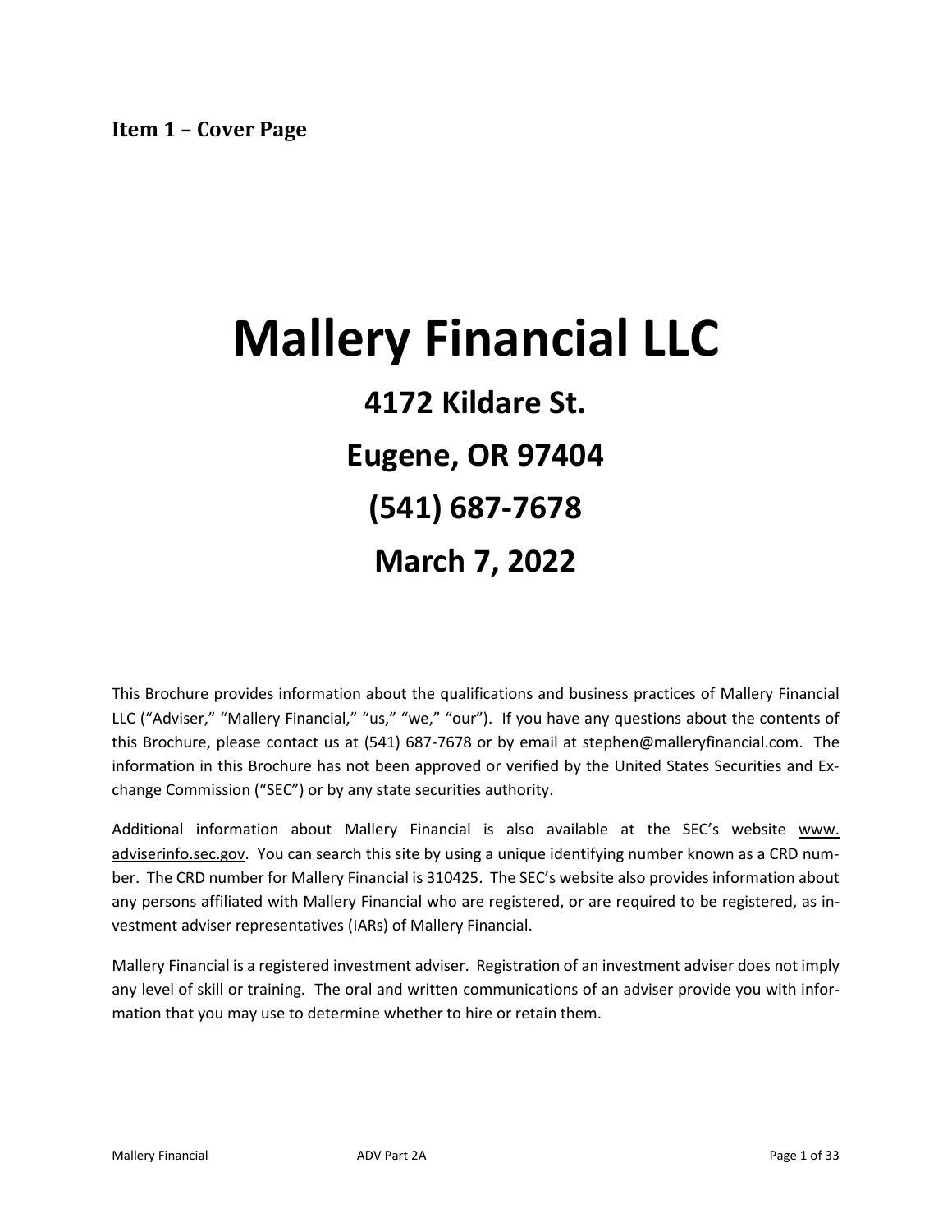**Item 1 – Cover Page**

# Mallery Financial LLC

## 4172 Kildare St.

## Eugene, OR 97404

## (541) 687-7678

## March 7, 2022

This Brochure provides information about the qualifications and business practices of Mallery Financial LLC ("Adviser," "Mallery Financial," "us," "we," "our"). If you have any questions about the contents of this Brochure, please contact us at (541) 687-7678 or by email at stephen@malleryfinancial.com. The information in this Brochure has not been approved or verified by the United States Securities and Exchange Commission ("SEC") or by any state securities authority.

Additional information about Mallery Financial is also available at the SEC's website www.adviserinfo.sec.gov. You can search this site by using a unique identifying number known as a CRD number. The CRD number for Mallery Financial is 310425. The SEC's website also provides information about any persons affiliated with Mallery Financial who are registered, or are required to be registered, as investment adviser representatives (IARs) of Mallery Financial.

Mallery Financial is a registered investment adviser. Registration of an investment adviser does not imply any level of skill or training. The oral and written communications of an adviser provide you with information that you may use to determine whether to hire or retain them.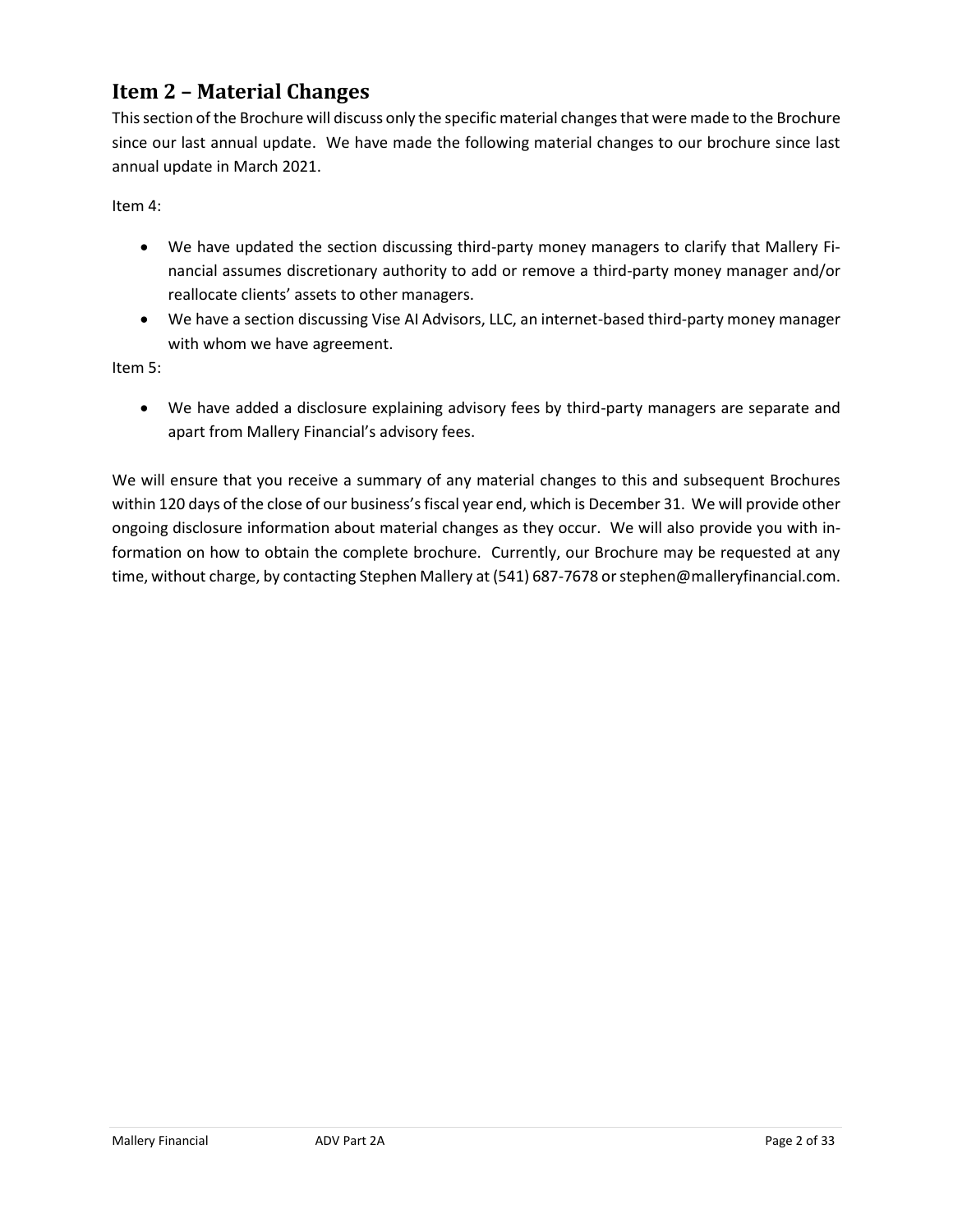## Item 2 – Material Changes

This section of the Brochure will discuss only the specific material changes that were made to the Brochure since our last annual update. We have made the following material changes to our brochure since last annual update in March 2021.

Item 4:

- We have updated the section discussing third-party money managers to clarify that Mallery Financial assumes discretionary authority to add or remove a third-party money manager and/or reallocate clients' assets to other managers.
- We have a section discussing Vise AI Advisors, LLC, an internet-based third-party money manager with whom we have agreement.

Item 5:

- We have added a disclosure explaining advisory fees by third-party managers are separate and apart from Mallery Financial's advisory fees.

We will ensure that you receive a summary of any material changes to this and subsequent Brochures within 120 days of the close of our business's fiscal year end, which is December 31. We will provide other ongoing disclosure information about material changes as they occur. We will also provide you with information on how to obtain the complete brochure. Currently, our Brochure may be requested at any time, without charge, by contacting Stephen Mallery at (541) 687-7678 or stephen@malleryfinancial.com.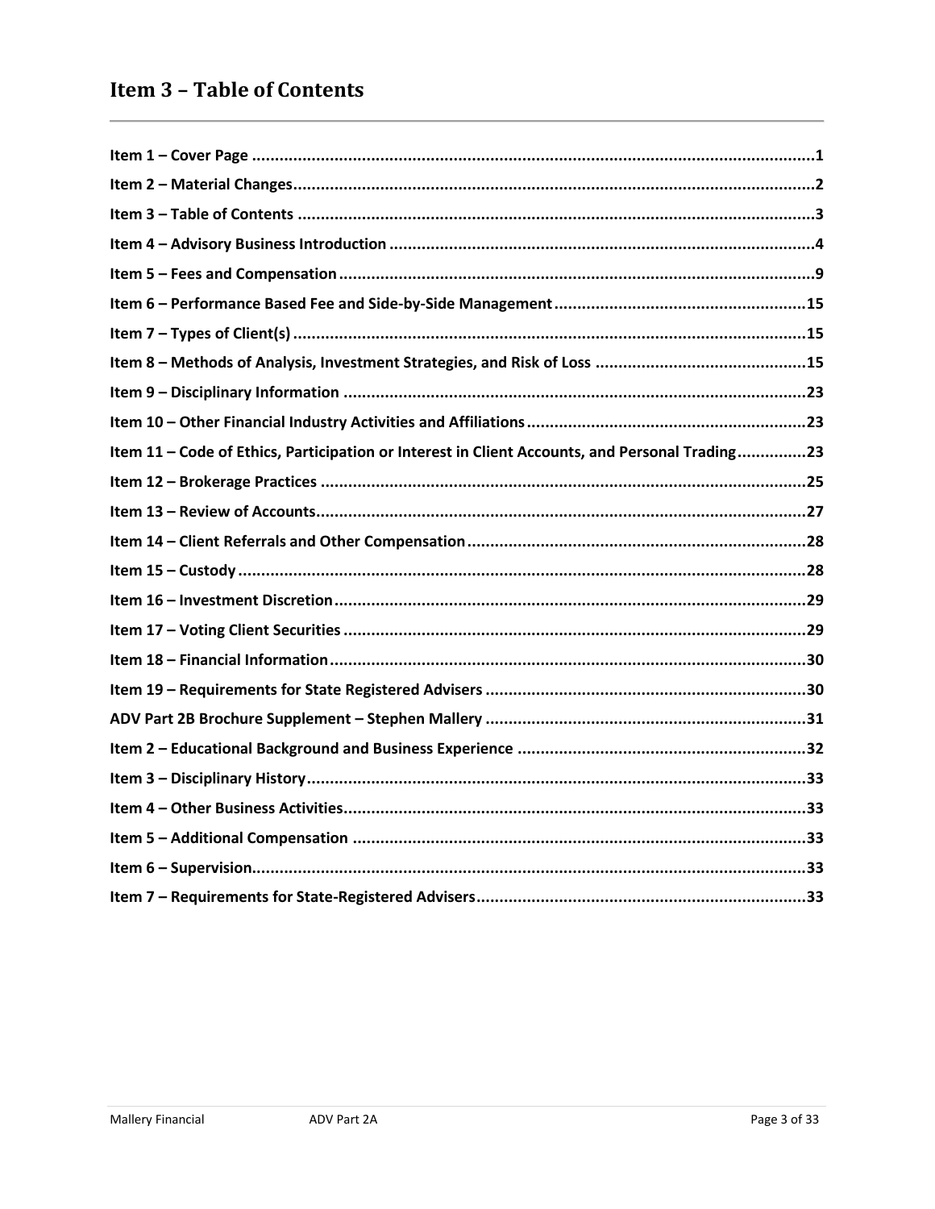# Item 3 – Table of Contents

**Item 1 – Cover Page** ........................................................................................................................1

**Item 2 – Material Changes**..................................................................................................................2

**Item 3 – Table of Contents** ................................................................................................................3

**Item 4 – Advisory Business Introduction** ............................................................................................4

**Item 5 – Fees and Compensation**........................................................................................................9

**Item 6 – Performance Based Fee and Side-by-Side Management**.......................................................15

**Item 7 – Types of Client(s)**................................................................................................................15

**Item 8 – Methods of Analysis, Investment Strategies, and Risk of Loss** ..............................................15

**Item 9 – Disciplinary Information** .....................................................................................................23

**Item 10 – Other Financial Industry Activities and Affiliations**..............................................................23

**Item 11 – Code of Ethics, Participation or Interest in Client Accounts, and Personal Trading**...............23

**Item 12 – Brokerage Practices** ..........................................................................................................25

**Item 13 – Review of Accounts**...........................................................................................................27

**Item 14 – Client Referrals and Other Compensation**...........................................................................28

**Item 15 – Custody**.............................................................................................................................28

**Item 16 – Investment Discretion**.......................................................................................................29

**Item 17 – Voting Client Securities**.....................................................................................................29

**Item 18 – Financial Information**........................................................................................................30

**Item 19 – Requirements for State Registered Advisers** ......................................................................30

**ADV Part 2B Brochure Supplement – Stephen Mallery** .......................................................................31

**Item 2 – Educational Background and Business Experience** ................................................................32

**Item 3 – Disciplinary History**.............................................................................................................33

**Item 4 – Other Business Activities**.....................................................................................................33

**Item 5 – Additional Compensation** ...................................................................................................33

**Item 6 – Supervision**.........................................................................................................................33

**Item 7 – Requirements for State-Registered Advisers**.........................................................................33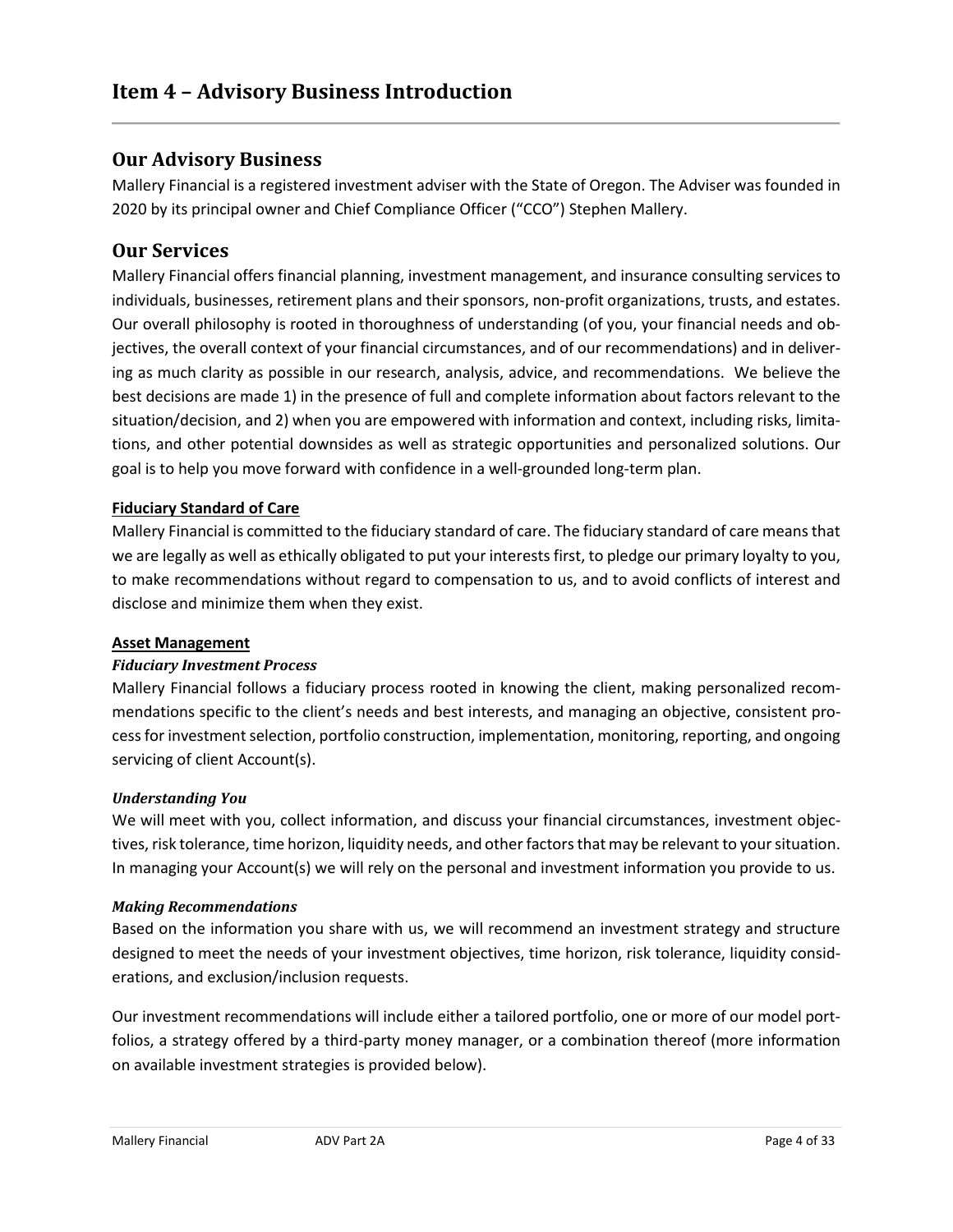# Item 4 – Advisory Business Introduction

## Our Advisory Business

Mallery Financial is a registered investment adviser with the State of Oregon. The Adviser was founded in 2020 by its principal owner and Chief Compliance Officer ("CCO") Stephen Mallery.

## Our Services

Mallery Financial offers financial planning, investment management, and insurance consulting services to individuals, businesses, retirement plans and their sponsors, non-profit organizations, trusts, and estates. Our overall philosophy is rooted in thoroughness of understanding (of you, your financial needs and objectives, the overall context of your financial circumstances, and of our recommendations) and in delivering as much clarity as possible in our research, analysis, advice, and recommendations. We believe the best decisions are made 1) in the presence of full and complete information about factors relevant to the situation/decision, and 2) when you are empowered with information and context, including risks, limitations, and other potential downsides as well as strategic opportunities and personalized solutions. Our goal is to help you move forward with confidence in a well-grounded long-term plan.

**Fiduciary Standard of Care**

Mallery Financial is committed to the fiduciary standard of care. The fiduciary standard of care means that we are legally as well as ethically obligated to put your interests first, to pledge our primary loyalty to you, to make recommendations without regard to compensation to us, and to avoid conflicts of interest and disclose and minimize them when they exist.

**Asset Management**

***Fiduciary Investment Process***

Mallery Financial follows a fiduciary process rooted in knowing the client, making personalized recommendations specific to the client's needs and best interests, and managing an objective, consistent process for investment selection, portfolio construction, implementation, monitoring, reporting, and ongoing servicing of client Account(s).

***Understanding You***

We will meet with you, collect information, and discuss your financial circumstances, investment objectives, risk tolerance, time horizon, liquidity needs, and other factors that may be relevant to your situation. In managing your Account(s) we will rely on the personal and investment information you provide to us.

***Making Recommendations***

Based on the information you share with us, we will recommend an investment strategy and structure designed to meet the needs of your investment objectives, time horizon, risk tolerance, liquidity considerations, and exclusion/inclusion requests.

Our investment recommendations will include either a tailored portfolio, one or more of our model portfolios, a strategy offered by a third-party money manager, or a combination thereof (more information on available investment strategies is provided below).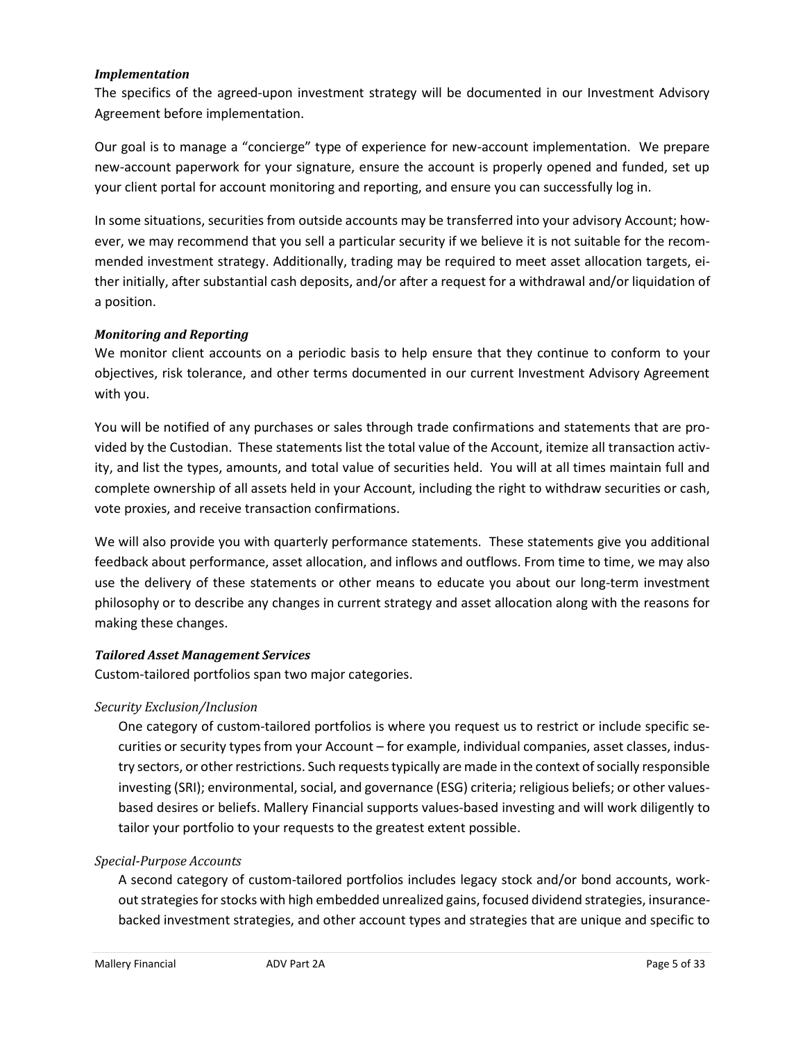*Implementation*

The specifics of the agreed-upon investment strategy will be documented in our Investment Advisory Agreement before implementation.

Our goal is to manage a "concierge" type of experience for new-account implementation. We prepare new-account paperwork for your signature, ensure the account is properly opened and funded, set up your client portal for account monitoring and reporting, and ensure you can successfully log in.

In some situations, securities from outside accounts may be transferred into your advisory Account; however, we may recommend that you sell a particular security if we believe it is not suitable for the recommended investment strategy. Additionally, trading may be required to meet asset allocation targets, either initially, after substantial cash deposits, and/or after a request for a withdrawal and/or liquidation of a position.

*Monitoring and Reporting*

We monitor client accounts on a periodic basis to help ensure that they continue to conform to your objectives, risk tolerance, and other terms documented in our current Investment Advisory Agreement with you.

You will be notified of any purchases or sales through trade confirmations and statements that are provided by the Custodian. These statements list the total value of the Account, itemize all transaction activity, and list the types, amounts, and total value of securities held. You will at all times maintain full and complete ownership of all assets held in your Account, including the right to withdraw securities or cash, vote proxies, and receive transaction confirmations.

We will also provide you with quarterly performance statements. These statements give you additional feedback about performance, asset allocation, and inflows and outflows. From time to time, we may also use the delivery of these statements or other means to educate you about our long-term investment philosophy or to describe any changes in current strategy and asset allocation along with the reasons for making these changes.

*Tailored Asset Management Services*

Custom-tailored portfolios span two major categories.

*Security Exclusion/Inclusion*

One category of custom-tailored portfolios is where you request us to restrict or include specific securities or security types from your Account – for example, individual companies, asset classes, industry sectors, or other restrictions. Such requests typically are made in the context of socially responsible investing (SRI); environmental, social, and governance (ESG) criteria; religious beliefs; or other values-based desires or beliefs. Mallery Financial supports values-based investing and will work diligently to tailor your portfolio to your requests to the greatest extent possible.

*Special-Purpose Accounts*

A second category of custom-tailored portfolios includes legacy stock and/or bond accounts, workout strategies for stocks with high embedded unrealized gains, focused dividend strategies, insurance-backed investment strategies, and other account types and strategies that are unique and specific to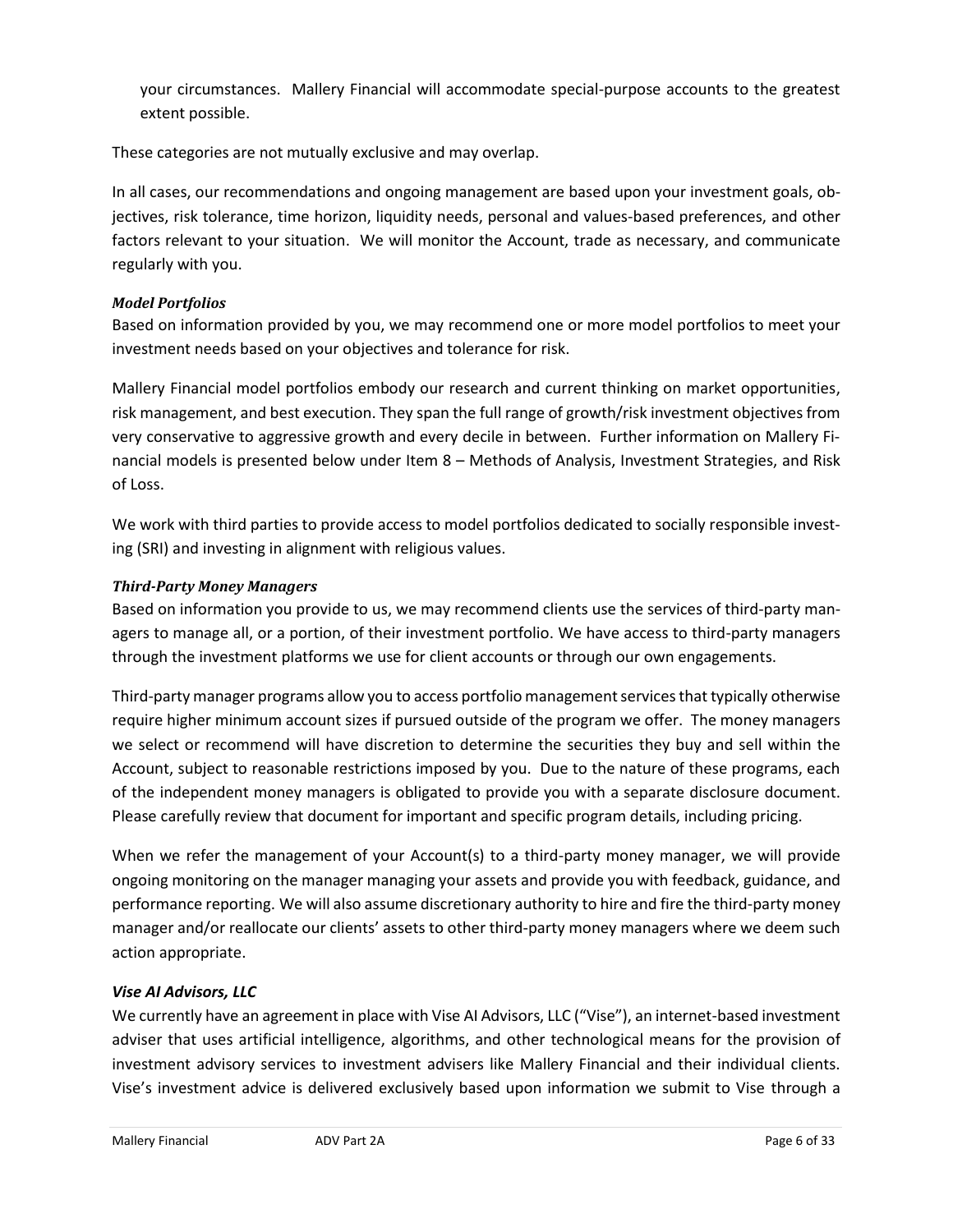your circumstances. Mallery Financial will accommodate special-purpose accounts to the greatest extent possible.

These categories are not mutually exclusive and may overlap.

In all cases, our recommendations and ongoing management are based upon your investment goals, objectives, risk tolerance, time horizon, liquidity needs, personal and values-based preferences, and other factors relevant to your situation. We will monitor the Account, trade as necessary, and communicate regularly with you.

***Model Portfolios***

Based on information provided by you, we may recommend one or more model portfolios to meet your investment needs based on your objectives and tolerance for risk.

Mallery Financial model portfolios embody our research and current thinking on market opportunities, risk management, and best execution. They span the full range of growth/risk investment objectives from very conservative to aggressive growth and every decile in between. Further information on Mallery Financial models is presented below under Item 8 – Methods of Analysis, Investment Strategies, and Risk of Loss.

We work with third parties to provide access to model portfolios dedicated to socially responsible investing (SRI) and investing in alignment with religious values.

***Third-Party Money Managers***

Based on information you provide to us, we may recommend clients use the services of third-party managers to manage all, or a portion, of their investment portfolio. We have access to third-party managers through the investment platforms we use for client accounts or through our own engagements.

Third-party manager programs allow you to access portfolio management services that typically otherwise require higher minimum account sizes if pursued outside of the program we offer. The money managers we select or recommend will have discretion to determine the securities they buy and sell within the Account, subject to reasonable restrictions imposed by you. Due to the nature of these programs, each of the independent money managers is obligated to provide you with a separate disclosure document. Please carefully review that document for important and specific program details, including pricing.

When we refer the management of your Account(s) to a third-party money manager, we will provide ongoing monitoring on the manager managing your assets and provide you with feedback, guidance, and performance reporting. We will also assume discretionary authority to hire and fire the third-party money manager and/or reallocate our clients' assets to other third-party money managers where we deem such action appropriate.

***Vise AI Advisors, LLC***

We currently have an agreement in place with Vise AI Advisors, LLC ("Vise"), an internet-based investment adviser that uses artificial intelligence, algorithms, and other technological means for the provision of investment advisory services to investment advisers like Mallery Financial and their individual clients. Vise's investment advice is delivered exclusively based upon information we submit to Vise through a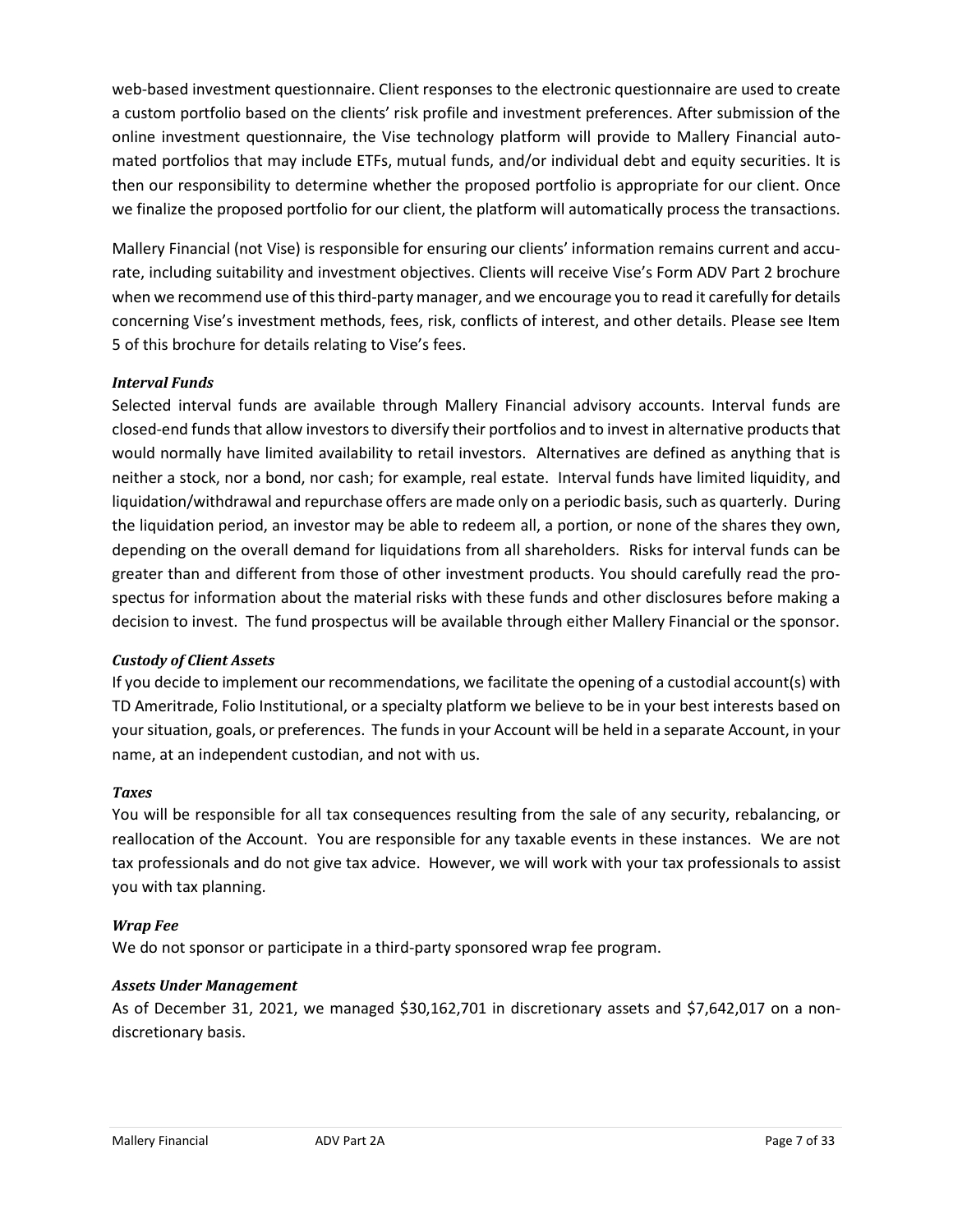web-based investment questionnaire. Client responses to the electronic questionnaire are used to create a custom portfolio based on the clients' risk profile and investment preferences. After submission of the online investment questionnaire, the Vise technology platform will provide to Mallery Financial automated portfolios that may include ETFs, mutual funds, and/or individual debt and equity securities. It is then our responsibility to determine whether the proposed portfolio is appropriate for our client. Once we finalize the proposed portfolio for our client, the platform will automatically process the transactions.

Mallery Financial (not Vise) is responsible for ensuring our clients' information remains current and accurate, including suitability and investment objectives. Clients will receive Vise's Form ADV Part 2 brochure when we recommend use of this third-party manager, and we encourage you to read it carefully for details concerning Vise's investment methods, fees, risk, conflicts of interest, and other details. Please see Item 5 of this brochure for details relating to Vise's fees.

***Interval Funds***

Selected interval funds are available through Mallery Financial advisory accounts. Interval funds are closed-end funds that allow investors to diversify their portfolios and to invest in alternative products that would normally have limited availability to retail investors. Alternatives are defined as anything that is neither a stock, nor a bond, nor cash; for example, real estate. Interval funds have limited liquidity, and liquidation/withdrawal and repurchase offers are made only on a periodic basis, such as quarterly. During the liquidation period, an investor may be able to redeem all, a portion, or none of the shares they own, depending on the overall demand for liquidations from all shareholders. Risks for interval funds can be greater than and different from those of other investment products. You should carefully read the prospectus for information about the material risks with these funds and other disclosures before making a decision to invest. The fund prospectus will be available through either Mallery Financial or the sponsor.

***Custody of Client Assets***

If you decide to implement our recommendations, we facilitate the opening of a custodial account(s) with TD Ameritrade, Folio Institutional, or a specialty platform we believe to be in your best interests based on your situation, goals, or preferences. The funds in your Account will be held in a separate Account, in your name, at an independent custodian, and not with us.

***Taxes***

You will be responsible for all tax consequences resulting from the sale of any security, rebalancing, or reallocation of the Account. You are responsible for any taxable events in these instances. We are not tax professionals and do not give tax advice. However, we will work with your tax professionals to assist you with tax planning.

***Wrap Fee***

We do not sponsor or participate in a third-party sponsored wrap fee program.

***Assets Under Management***

As of December 31, 2021, we managed $30,162,701 in discretionary assets and $7,642,017 on a non-discretionary basis.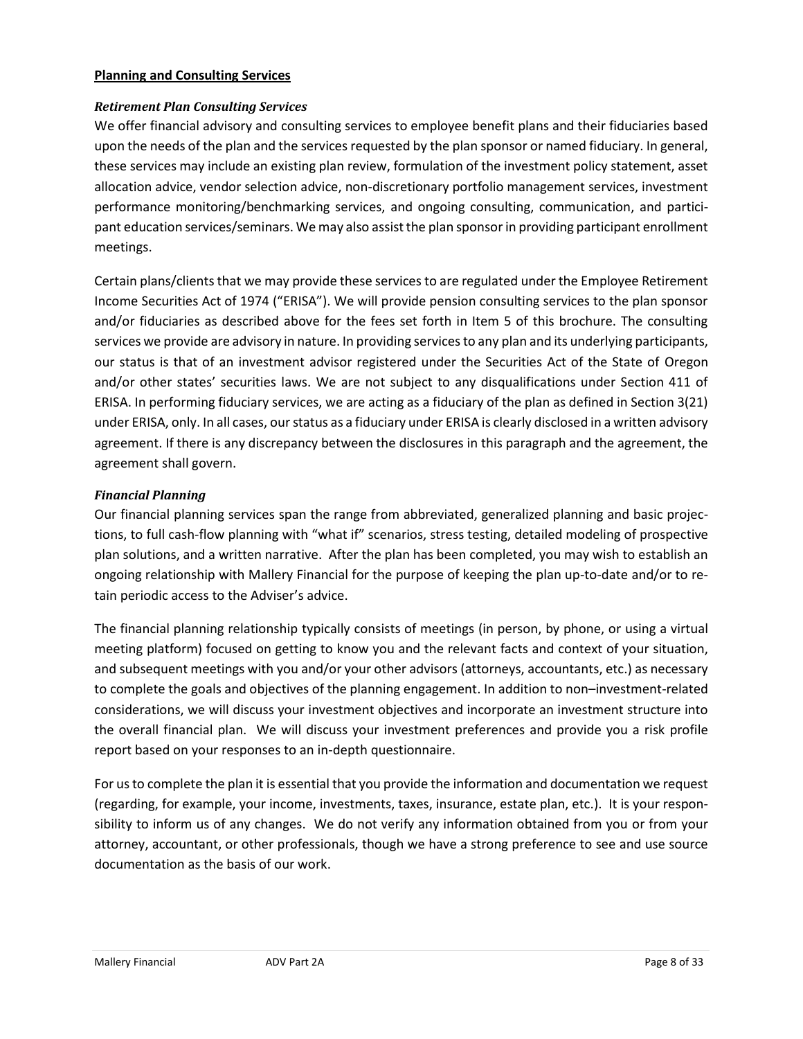**Planning and Consulting Services**

***Retirement Plan Consulting Services***

We offer financial advisory and consulting services to employee benefit plans and their fiduciaries based upon the needs of the plan and the services requested by the plan sponsor or named fiduciary. In general, these services may include an existing plan review, formulation of the investment policy statement, asset allocation advice, vendor selection advice, non-discretionary portfolio management services, investment performance monitoring/benchmarking services, and ongoing consulting, communication, and participant education services/seminars. We may also assist the plan sponsor in providing participant enrollment meetings.

Certain plans/clients that we may provide these services to are regulated under the Employee Retirement Income Securities Act of 1974 ("ERISA"). We will provide pension consulting services to the plan sponsor and/or fiduciaries as described above for the fees set forth in Item 5 of this brochure. The consulting services we provide are advisory in nature. In providing services to any plan and its underlying participants, our status is that of an investment advisor registered under the Securities Act of the State of Oregon and/or other states' securities laws. We are not subject to any disqualifications under Section 411 of ERISA. In performing fiduciary services, we are acting as a fiduciary of the plan as defined in Section 3(21) under ERISA, only. In all cases, our status as a fiduciary under ERISA is clearly disclosed in a written advisory agreement. If there is any discrepancy between the disclosures in this paragraph and the agreement, the agreement shall govern.

***Financial Planning***

Our financial planning services span the range from abbreviated, generalized planning and basic projections, to full cash-flow planning with "what if" scenarios, stress testing, detailed modeling of prospective plan solutions, and a written narrative. After the plan has been completed, you may wish to establish an ongoing relationship with Mallery Financial for the purpose of keeping the plan up-to-date and/or to retain periodic access to the Adviser's advice.

The financial planning relationship typically consists of meetings (in person, by phone, or using a virtual meeting platform) focused on getting to know you and the relevant facts and context of your situation, and subsequent meetings with you and/or your other advisors (attorneys, accountants, etc.) as necessary to complete the goals and objectives of the planning engagement. In addition to non–investment-related considerations, we will discuss your investment objectives and incorporate an investment structure into the overall financial plan. We will discuss your investment preferences and provide you a risk profile report based on your responses to an in-depth questionnaire.

For us to complete the plan it is essential that you provide the information and documentation we request (regarding, for example, your income, investments, taxes, insurance, estate plan, etc.). It is your responsibility to inform us of any changes. We do not verify any information obtained from you or from your attorney, accountant, or other professionals, though we have a strong preference to see and use source documentation as the basis of our work.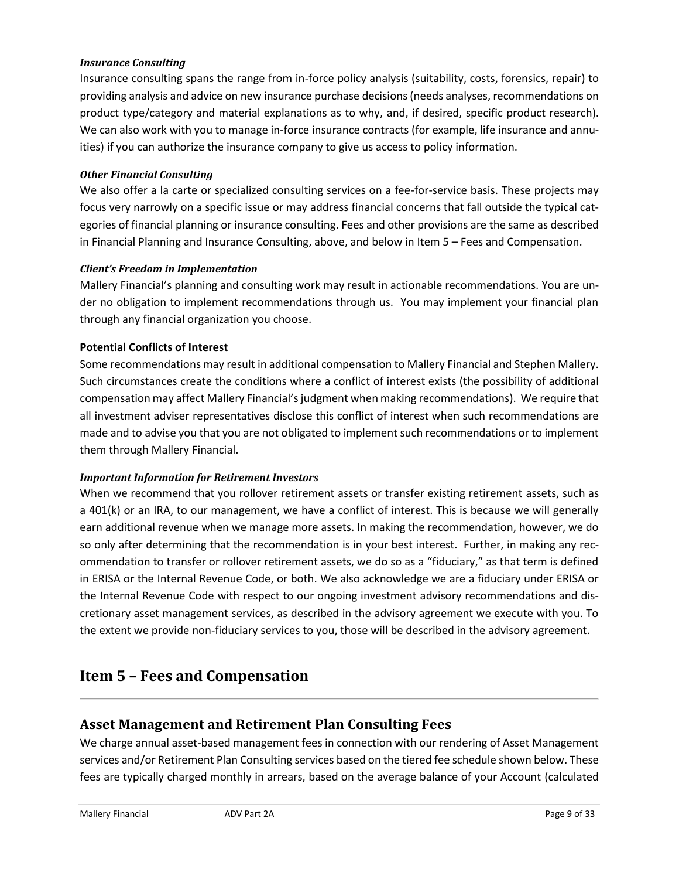***Insurance Consulting***

Insurance consulting spans the range from in-force policy analysis (suitability, costs, forensics, repair) to providing analysis and advice on new insurance purchase decisions (needs analyses, recommendations on product type/category and material explanations as to why, and, if desired, specific product research). We can also work with you to manage in-force insurance contracts (for example, life insurance and annuities) if you can authorize the insurance company to give us access to policy information.

***Other Financial Consulting***

We also offer a la carte or specialized consulting services on a fee-for-service basis. These projects may focus very narrowly on a specific issue or may address financial concerns that fall outside the typical categories of financial planning or insurance consulting. Fees and other provisions are the same as described in Financial Planning and Insurance Consulting, above, and below in Item 5 – Fees and Compensation.

***Client's Freedom in Implementation***

Mallery Financial's planning and consulting work may result in actionable recommendations. You are under no obligation to implement recommendations through us. You may implement your financial plan through any financial organization you choose.

**Potential Conflicts of Interest**

Some recommendations may result in additional compensation to Mallery Financial and Stephen Mallery. Such circumstances create the conditions where a conflict of interest exists (the possibility of additional compensation may affect Mallery Financial's judgment when making recommendations). We require that all investment adviser representatives disclose this conflict of interest when such recommendations are made and to advise you that you are not obligated to implement such recommendations or to implement them through Mallery Financial.

***Important Information for Retirement Investors***

When we recommend that you rollover retirement assets or transfer existing retirement assets, such as a 401(k) or an IRA, to our management, we have a conflict of interest. This is because we will generally earn additional revenue when we manage more assets. In making the recommendation, however, we do so only after determining that the recommendation is in your best interest. Further, in making any recommendation to transfer or rollover retirement assets, we do so as a "fiduciary," as that term is defined in ERISA or the Internal Revenue Code, or both. We also acknowledge we are a fiduciary under ERISA or the Internal Revenue Code with respect to our ongoing investment advisory recommendations and discretionary asset management services, as described in the advisory agreement we execute with you. To the extent we provide non-fiduciary services to you, those will be described in the advisory agreement.

# Item 5 – Fees and Compensation

## Asset Management and Retirement Plan Consulting Fees

We charge annual asset-based management fees in connection with our rendering of Asset Management services and/or Retirement Plan Consulting services based on the tiered fee schedule shown below. These fees are typically charged monthly in arrears, based on the average balance of your Account (calculated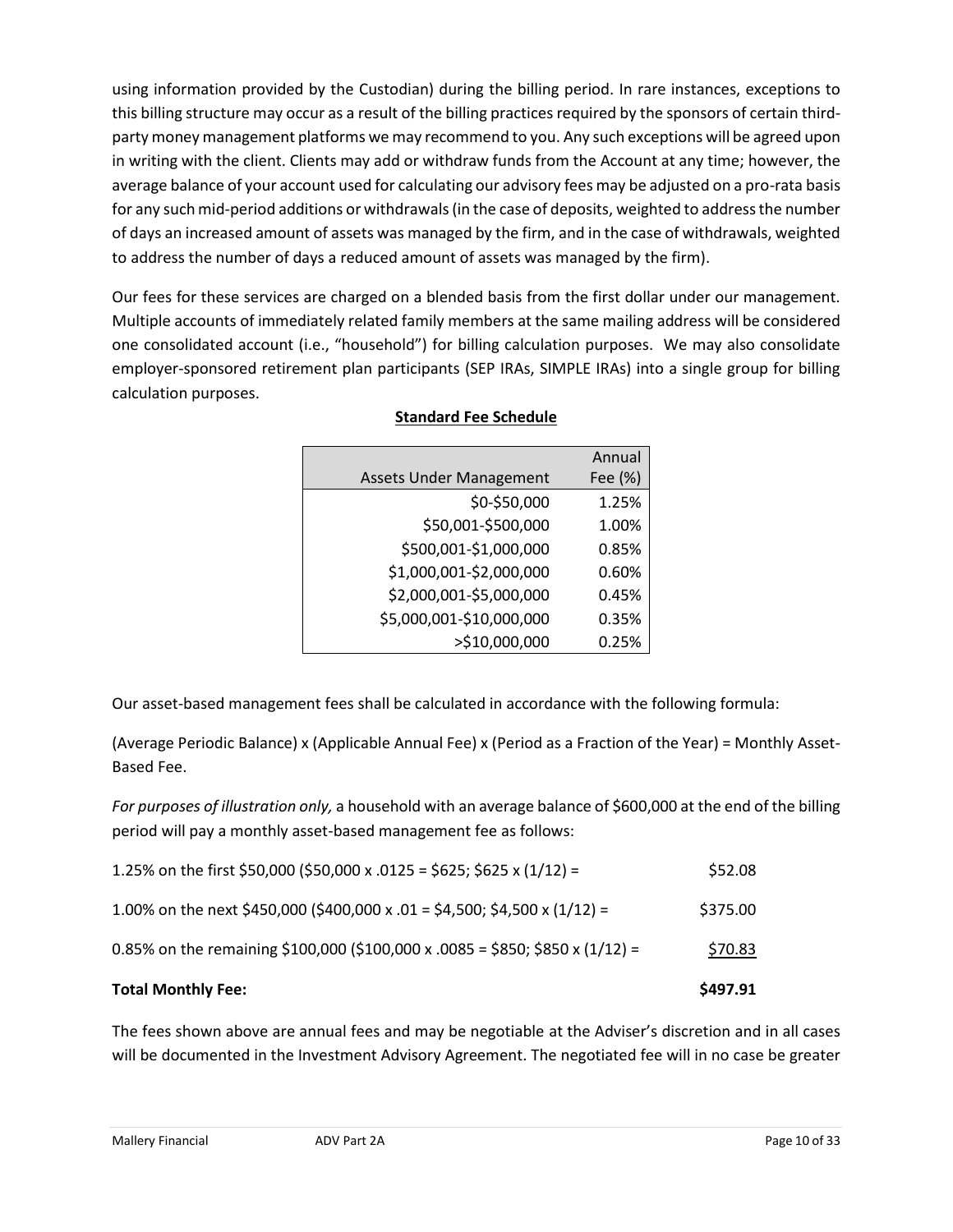using information provided by the Custodian) during the billing period. In rare instances, exceptions to this billing structure may occur as a result of the billing practices required by the sponsors of certain third-party money management platforms we may recommend to you. Any such exceptions will be agreed upon in writing with the client. Clients may add or withdraw funds from the Account at any time; however, the average balance of your account used for calculating our advisory fees may be adjusted on a pro-rata basis for any such mid-period additions or withdrawals (in the case of deposits, weighted to address the number of days an increased amount of assets was managed by the firm, and in the case of withdrawals, weighted to address the number of days a reduced amount of assets was managed by the firm).

Our fees for these services are charged on a blended basis from the first dollar under our management. Multiple accounts of immediately related family members at the same mailing address will be considered one consolidated account (i.e., "household") for billing calculation purposes. We may also consolidate employer-sponsored retirement plan participants (SEP IRAs, SIMPLE IRAs) into a single group for billing calculation purposes.

**Standard Fee Schedule**

| Assets Under Management | Annual Fee (%) |
|---:|---:|
| $0-$50,000 | 1.25% |
| $50,001-$500,000 | 1.00% |
| $500,001-$1,000,000 | 0.85% |
| $1,000,001-$2,000,000 | 0.60% |
| $2,000,001-$5,000,000 | 0.45% |
| $5,000,001-$10,000,000 | 0.35% |
| >$10,000,000 | 0.25% |

Our asset-based management fees shall be calculated in accordance with the following formula:

(Average Periodic Balance) x (Applicable Annual Fee) x (Period as a Fraction of the Year) = Monthly Asset-Based Fee.

*For purposes of illustration only,* a household with an average balance of $600,000 at the end of the billing period will pay a monthly asset-based management fee as follows:

| | |
|---|---:|
| 1.25% on the first $50,000 ($50,000 x .0125 = $625; $625 x (1/12) = | $52.08 |
| 1.00% on the next $450,000 ($400,000 x .01 = $4,500; $4,500 x (1/12) = | $375.00 |
| 0.85% on the remaining $100,000 ($100,000 x .0085 = $850; $850 x (1/12) = | $70.83 |
| **Total Monthly Fee:** | **$497.91** |

The fees shown above are annual fees and may be negotiable at the Adviser's discretion and in all cases will be documented in the Investment Advisory Agreement. The negotiated fee will in no case be greater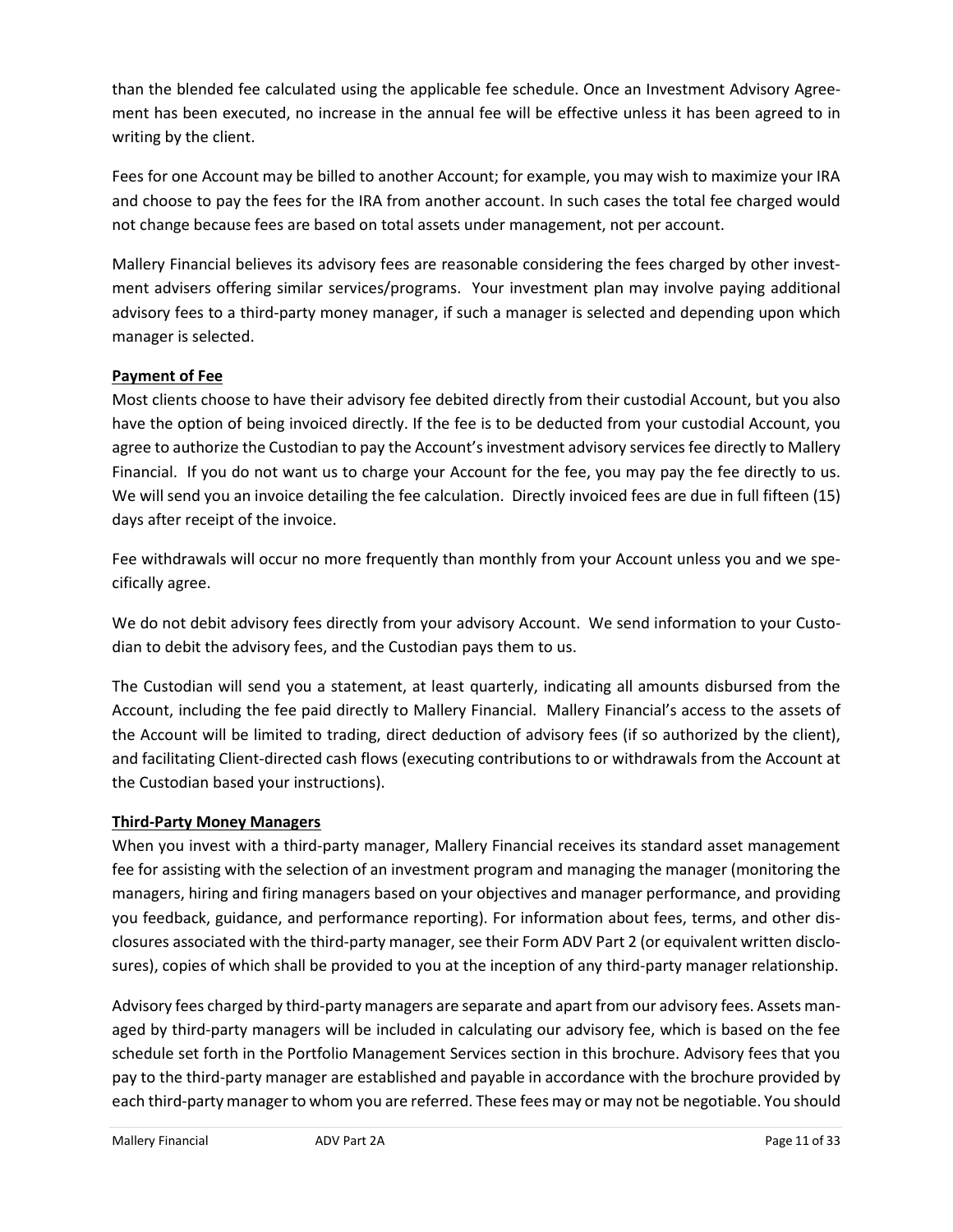than the blended fee calculated using the applicable fee schedule. Once an Investment Advisory Agreement has been executed, no increase in the annual fee will be effective unless it has been agreed to in writing by the client.

Fees for one Account may be billed to another Account; for example, you may wish to maximize your IRA and choose to pay the fees for the IRA from another account. In such cases the total fee charged would not change because fees are based on total assets under management, not per account.

Mallery Financial believes its advisory fees are reasonable considering the fees charged by other investment advisers offering similar services/programs. Your investment plan may involve paying additional advisory fees to a third-party money manager, if such a manager is selected and depending upon which manager is selected.

**Payment of Fee**

Most clients choose to have their advisory fee debited directly from their custodial Account, but you also have the option of being invoiced directly. If the fee is to be deducted from your custodial Account, you agree to authorize the Custodian to pay the Account's investment advisory services fee directly to Mallery Financial. If you do not want us to charge your Account for the fee, you may pay the fee directly to us. We will send you an invoice detailing the fee calculation. Directly invoiced fees are due in full fifteen (15) days after receipt of the invoice.

Fee withdrawals will occur no more frequently than monthly from your Account unless you and we specifically agree.

We do not debit advisory fees directly from your advisory Account. We send information to your Custodian to debit the advisory fees, and the Custodian pays them to us.

The Custodian will send you a statement, at least quarterly, indicating all amounts disbursed from the Account, including the fee paid directly to Mallery Financial. Mallery Financial's access to the assets of the Account will be limited to trading, direct deduction of advisory fees (if so authorized by the client), and facilitating Client-directed cash flows (executing contributions to or withdrawals from the Account at the Custodian based your instructions).

**Third-Party Money Managers**

When you invest with a third-party manager, Mallery Financial receives its standard asset management fee for assisting with the selection of an investment program and managing the manager (monitoring the managers, hiring and firing managers based on your objectives and manager performance, and providing you feedback, guidance, and performance reporting). For information about fees, terms, and other disclosures associated with the third-party manager, see their Form ADV Part 2 (or equivalent written disclosures), copies of which shall be provided to you at the inception of any third-party manager relationship.

Advisory fees charged by third-party managers are separate and apart from our advisory fees. Assets managed by third-party managers will be included in calculating our advisory fee, which is based on the fee schedule set forth in the Portfolio Management Services section in this brochure. Advisory fees that you pay to the third-party manager are established and payable in accordance with the brochure provided by each third-party manager to whom you are referred. These fees may or may not be negotiable. You should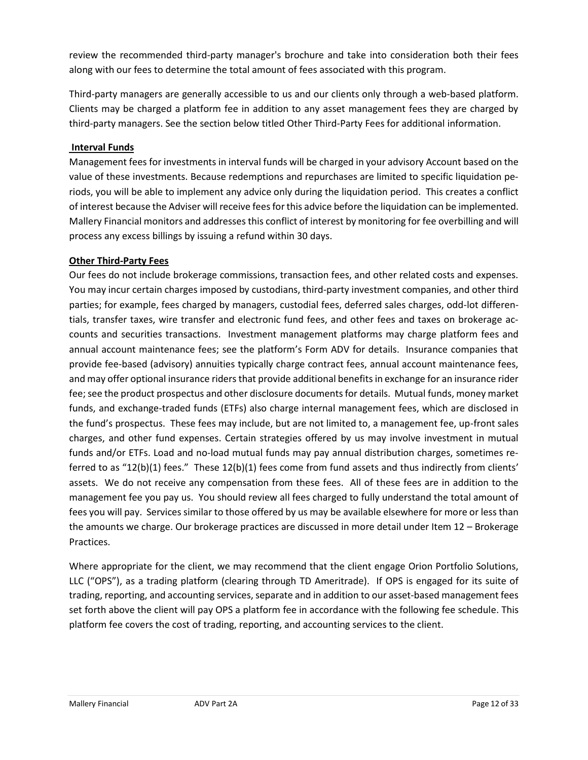review the recommended third-party manager's brochure and take into consideration both their fees along with our fees to determine the total amount of fees associated with this program.

Third-party managers are generally accessible to us and our clients only through a web-based platform. Clients may be charged a platform fee in addition to any asset management fees they are charged by third-party managers. See the section below titled Other Third-Party Fees for additional information.

**Interval Funds**

Management fees for investments in interval funds will be charged in your advisory Account based on the value of these investments. Because redemptions and repurchases are limited to specific liquidation periods, you will be able to implement any advice only during the liquidation period. This creates a conflict of interest because the Adviser will receive fees for this advice before the liquidation can be implemented. Mallery Financial monitors and addresses this conflict of interest by monitoring for fee overbilling and will process any excess billings by issuing a refund within 30 days.

**Other Third-Party Fees**

Our fees do not include brokerage commissions, transaction fees, and other related costs and expenses. You may incur certain charges imposed by custodians, third-party investment companies, and other third parties; for example, fees charged by managers, custodial fees, deferred sales charges, odd-lot differentials, transfer taxes, wire transfer and electronic fund fees, and other fees and taxes on brokerage accounts and securities transactions. Investment management platforms may charge platform fees and annual account maintenance fees; see the platform's Form ADV for details. Insurance companies that provide fee-based (advisory) annuities typically charge contract fees, annual account maintenance fees, and may offer optional insurance riders that provide additional benefits in exchange for an insurance rider fee; see the product prospectus and other disclosure documents for details. Mutual funds, money market funds, and exchange-traded funds (ETFs) also charge internal management fees, which are disclosed in the fund's prospectus. These fees may include, but are not limited to, a management fee, up-front sales charges, and other fund expenses. Certain strategies offered by us may involve investment in mutual funds and/or ETFs. Load and no-load mutual funds may pay annual distribution charges, sometimes referred to as "12(b)(1) fees." These 12(b)(1) fees come from fund assets and thus indirectly from clients' assets. We do not receive any compensation from these fees. All of these fees are in addition to the management fee you pay us. You should review all fees charged to fully understand the total amount of fees you will pay. Services similar to those offered by us may be available elsewhere for more or less than the amounts we charge. Our brokerage practices are discussed in more detail under Item 12 – Brokerage Practices.

Where appropriate for the client, we may recommend that the client engage Orion Portfolio Solutions, LLC ("OPS"), as a trading platform (clearing through TD Ameritrade). If OPS is engaged for its suite of trading, reporting, and accounting services, separate and in addition to our asset-based management fees set forth above the client will pay OPS a platform fee in accordance with the following fee schedule. This platform fee covers the cost of trading, reporting, and accounting services to the client.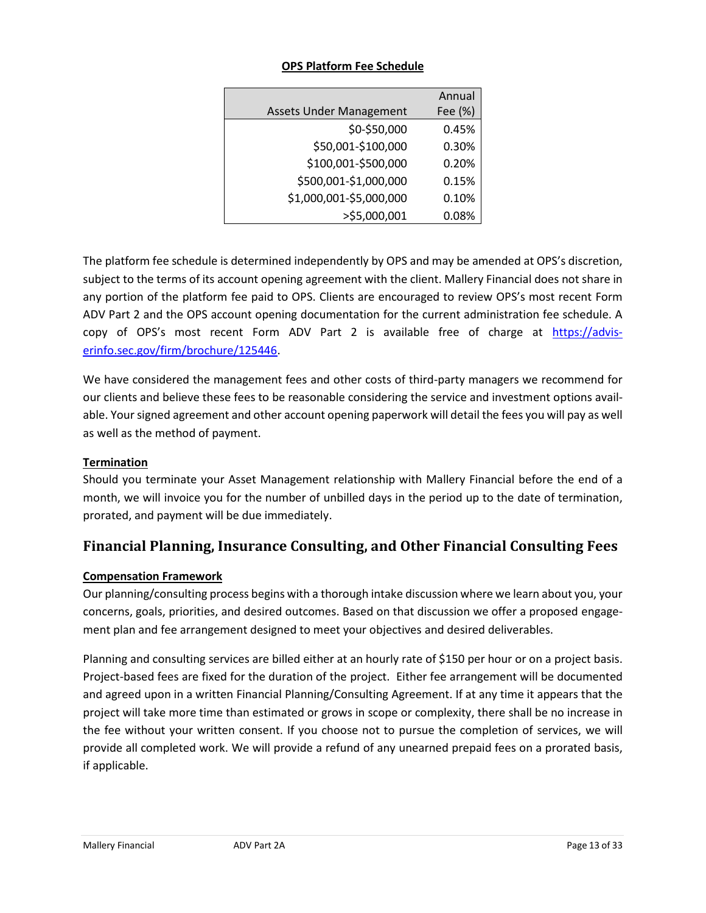**OPS Platform Fee Schedule**

| Assets Under Management | Annual Fee (%) |
|---:|---:|
| $0-$50,000 | 0.45% |
| $50,001-$100,000 | 0.30% |
| $100,001-$500,000 | 0.20% |
| $500,001-$1,000,000 | 0.15% |
| $1,000,001-$5,000,000 | 0.10% |
| >$5,000,001 | 0.08% |

The platform fee schedule is determined independently by OPS and may be amended at OPS's discretion, subject to the terms of its account opening agreement with the client. Mallery Financial does not share in any portion of the platform fee paid to OPS. Clients are encouraged to review OPS's most recent Form ADV Part 2 and the OPS account opening documentation for the current administration fee schedule. A copy of OPS's most recent Form ADV Part 2 is available free of charge at [https://adviserinfo.sec.gov/firm/brochure/125446](https://adviserinfo.sec.gov/firm/brochure/125446).

We have considered the management fees and other costs of third-party managers we recommend for our clients and believe these fees to be reasonable considering the service and investment options available. Your signed agreement and other account opening paperwork will detail the fees you will pay as well as well as the method of payment.

**Termination**

Should you terminate your Asset Management relationship with Mallery Financial before the end of a month, we will invoice you for the number of unbilled days in the period up to the date of termination, prorated, and payment will be due immediately.

## Financial Planning, Insurance Consulting, and Other Financial Consulting Fees

**Compensation Framework**

Our planning/consulting process begins with a thorough intake discussion where we learn about you, your concerns, goals, priorities, and desired outcomes. Based on that discussion we offer a proposed engagement plan and fee arrangement designed to meet your objectives and desired deliverables.

Planning and consulting services are billed either at an hourly rate of $150 per hour or on a project basis. Project-based fees are fixed for the duration of the project. Either fee arrangement will be documented and agreed upon in a written Financial Planning/Consulting Agreement. If at any time it appears that the project will take more time than estimated or grows in scope or complexity, there shall be no increase in the fee without your written consent. If you choose not to pursue the completion of services, we will provide all completed work. We will provide a refund of any unearned prepaid fees on a prorated basis, if applicable.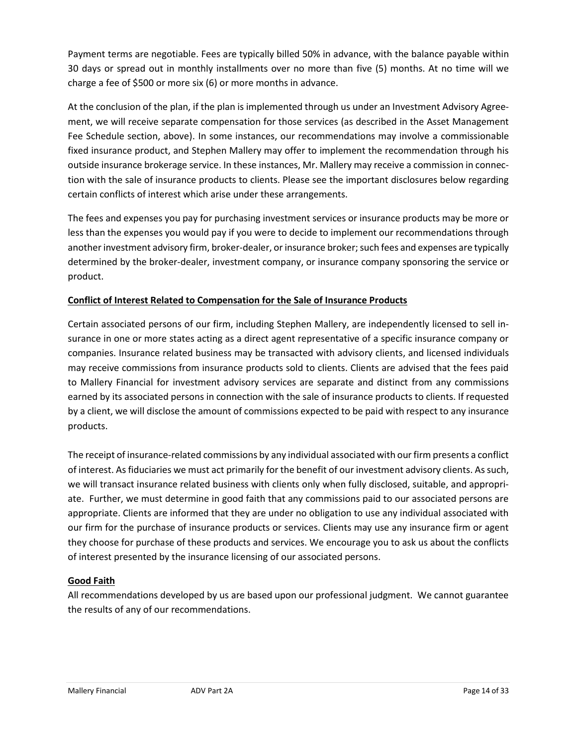Payment terms are negotiable. Fees are typically billed 50% in advance, with the balance payable within 30 days or spread out in monthly installments over no more than five (5) months. At no time will we charge a fee of $500 or more six (6) or more months in advance.

At the conclusion of the plan, if the plan is implemented through us under an Investment Advisory Agreement, we will receive separate compensation for those services (as described in the Asset Management Fee Schedule section, above). In some instances, our recommendations may involve a commissionable fixed insurance product, and Stephen Mallery may offer to implement the recommendation through his outside insurance brokerage service. In these instances, Mr. Mallery may receive a commission in connection with the sale of insurance products to clients. Please see the important disclosures below regarding certain conflicts of interest which arise under these arrangements.

The fees and expenses you pay for purchasing investment services or insurance products may be more or less than the expenses you would pay if you were to decide to implement our recommendations through another investment advisory firm, broker-dealer, or insurance broker; such fees and expenses are typically determined by the broker-dealer, investment company, or insurance company sponsoring the service or product.

**Conflict of Interest Related to Compensation for the Sale of Insurance Products**

Certain associated persons of our firm, including Stephen Mallery, are independently licensed to sell insurance in one or more states acting as a direct agent representative of a specific insurance company or companies. Insurance related business may be transacted with advisory clients, and licensed individuals may receive commissions from insurance products sold to clients. Clients are advised that the fees paid to Mallery Financial for investment advisory services are separate and distinct from any commissions earned by its associated persons in connection with the sale of insurance products to clients. If requested by a client, we will disclose the amount of commissions expected to be paid with respect to any insurance products.

The receipt of insurance-related commissions by any individual associated with our firm presents a conflict of interest. As fiduciaries we must act primarily for the benefit of our investment advisory clients. As such, we will transact insurance related business with clients only when fully disclosed, suitable, and appropriate. Further, we must determine in good faith that any commissions paid to our associated persons are appropriate. Clients are informed that they are under no obligation to use any individual associated with our firm for the purchase of insurance products or services. Clients may use any insurance firm or agent they choose for purchase of these products and services. We encourage you to ask us about the conflicts of interest presented by the insurance licensing of our associated persons.

**Good Faith**

All recommendations developed by us are based upon our professional judgment. We cannot guarantee the results of any of our recommendations.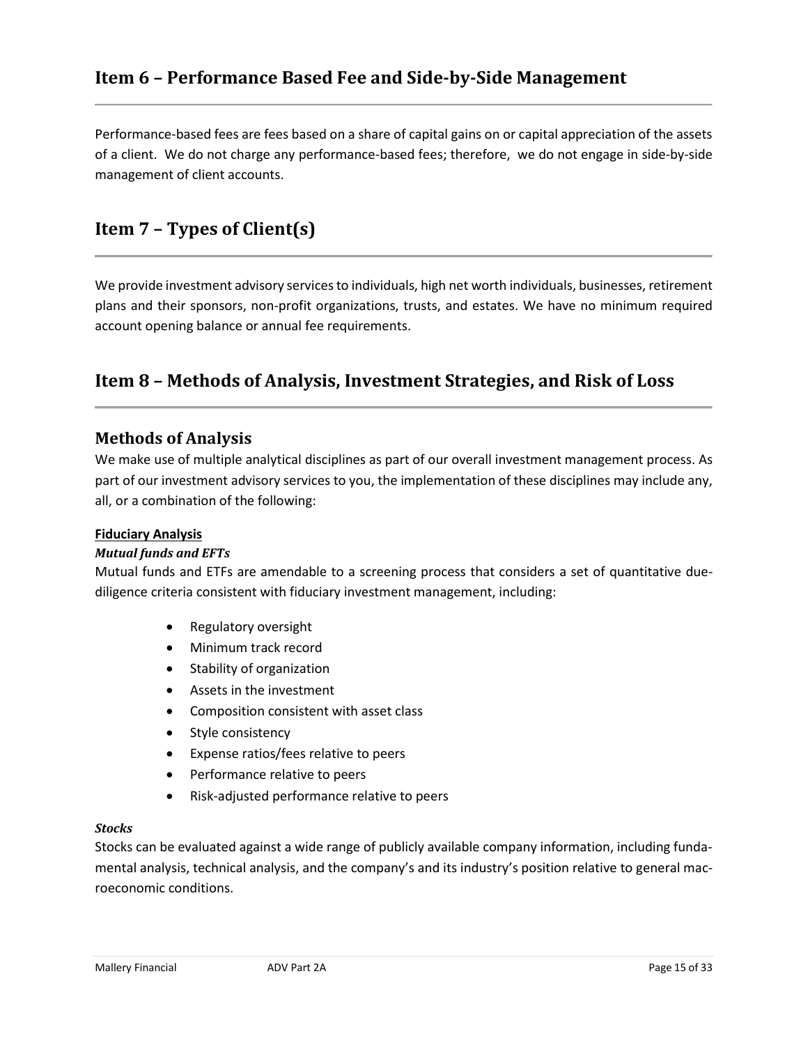## Item 6 – Performance Based Fee and Side-by-Side Management

Performance-based fees are fees based on a share of capital gains on or capital appreciation of the assets of a client. We do not charge any performance-based fees; therefore, we do not engage in side-by-side management of client accounts.

## Item 7 – Types of Client(s)

We provide investment advisory services to individuals, high net worth individuals, businesses, retirement plans and their sponsors, non-profit organizations, trusts, and estates. We have no minimum required account opening balance or annual fee requirements.

## Item 8 – Methods of Analysis, Investment Strategies, and Risk of Loss

### Methods of Analysis

We make use of multiple analytical disciplines as part of our overall investment management process. As part of our investment advisory services to you, the implementation of these disciplines may include any, all, or a combination of the following:

**Fiduciary Analysis**

***Mutual funds and EFTs***

Mutual funds and ETFs are amendable to a screening process that considers a set of quantitative due-diligence criteria consistent with fiduciary investment management, including:

- Regulatory oversight
- Minimum track record
- Stability of organization
- Assets in the investment
- Composition consistent with asset class
- Style consistency
- Expense ratios/fees relative to peers
- Performance relative to peers
- Risk-adjusted performance relative to peers

***Stocks***

Stocks can be evaluated against a wide range of publicly available company information, including fundamental analysis, technical analysis, and the company's and its industry's position relative to general macroeconomic conditions.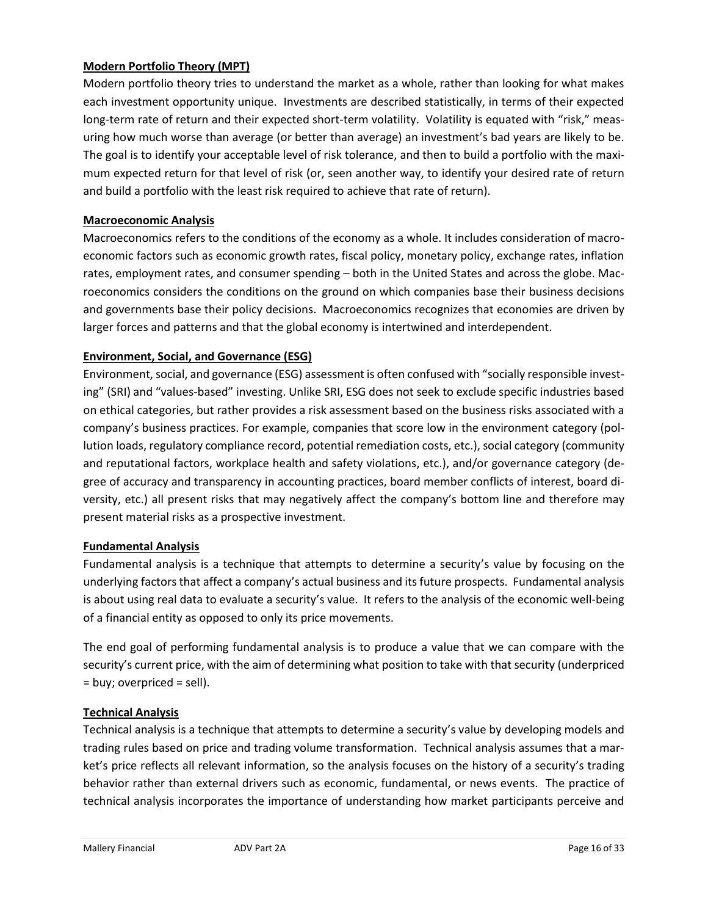**Modern Portfolio Theory (MPT)**

Modern portfolio theory tries to understand the market as a whole, rather than looking for what makes each investment opportunity unique. Investments are described statistically, in terms of their expected long-term rate of return and their expected short-term volatility. Volatility is equated with "risk," measuring how much worse than average (or better than average) an investment's bad years are likely to be. The goal is to identify your acceptable level of risk tolerance, and then to build a portfolio with the maximum expected return for that level of risk (or, seen another way, to identify your desired rate of return and build a portfolio with the least risk required to achieve that rate of return).

**Macroeconomic Analysis**

Macroeconomics refers to the conditions of the economy as a whole. It includes consideration of macroeconomic factors such as economic growth rates, fiscal policy, monetary policy, exchange rates, inflation rates, employment rates, and consumer spending – both in the United States and across the globe. Macroeconomics considers the conditions on the ground on which companies base their business decisions and governments base their policy decisions. Macroeconomics recognizes that economies are driven by larger forces and patterns and that the global economy is intertwined and interdependent.

**Environment, Social, and Governance (ESG)**

Environment, social, and governance (ESG) assessment is often confused with "socially responsible investing" (SRI) and "values-based" investing. Unlike SRI, ESG does not seek to exclude specific industries based on ethical categories, but rather provides a risk assessment based on the business risks associated with a company's business practices. For example, companies that score low in the environment category (pollution loads, regulatory compliance record, potential remediation costs, etc.), social category (community and reputational factors, workplace health and safety violations, etc.), and/or governance category (degree of accuracy and transparency in accounting practices, board member conflicts of interest, board diversity, etc.) all present risks that may negatively affect the company's bottom line and therefore may present material risks as a prospective investment.

**Fundamental Analysis**

Fundamental analysis is a technique that attempts to determine a security's value by focusing on the underlying factors that affect a company's actual business and its future prospects. Fundamental analysis is about using real data to evaluate a security's value. It refers to the analysis of the economic well-being of a financial entity as opposed to only its price movements.

The end goal of performing fundamental analysis is to produce a value that we can compare with the security's current price, with the aim of determining what position to take with that security (underpriced = buy; overpriced = sell).

**Technical Analysis**

Technical analysis is a technique that attempts to determine a security's value by developing models and trading rules based on price and trading volume transformation. Technical analysis assumes that a market's price reflects all relevant information, so the analysis focuses on the history of a security's trading behavior rather than external drivers such as economic, fundamental, or news events. The practice of technical analysis incorporates the importance of understanding how market participants perceive and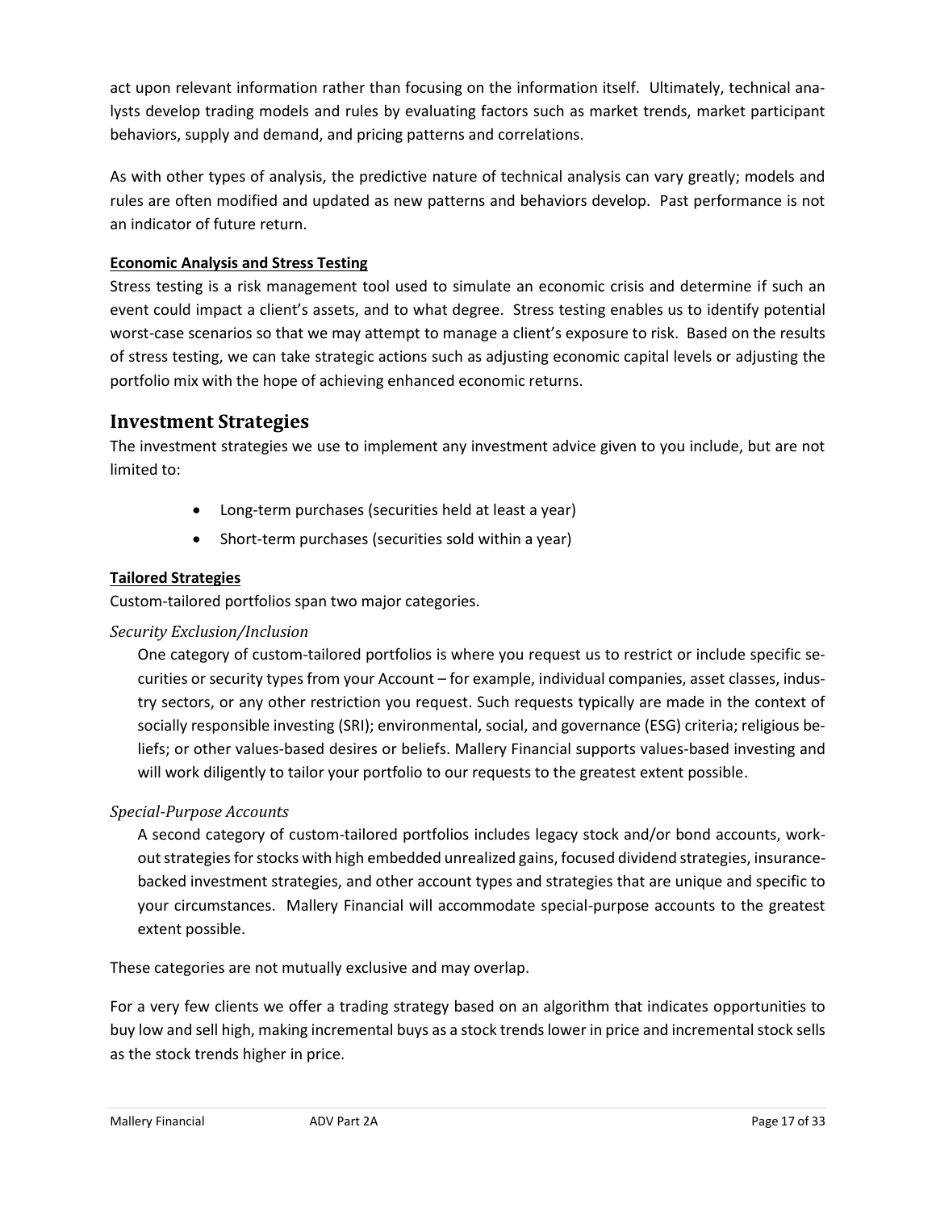act upon relevant information rather than focusing on the information itself. Ultimately, technical analysts develop trading models and rules by evaluating factors such as market trends, market participant behaviors, supply and demand, and pricing patterns and correlations.

As with other types of analysis, the predictive nature of technical analysis can vary greatly; models and rules are often modified and updated as new patterns and behaviors develop. Past performance is not an indicator of future return.

**Economic Analysis and Stress Testing**

Stress testing is a risk management tool used to simulate an economic crisis and determine if such an event could impact a client's assets, and to what degree. Stress testing enables us to identify potential worst-case scenarios so that we may attempt to manage a client's exposure to risk. Based on the results of stress testing, we can take strategic actions such as adjusting economic capital levels or adjusting the portfolio mix with the hope of achieving enhanced economic returns.

## Investment Strategies

The investment strategies we use to implement any investment advice given to you include, but are not limited to:

- Long-term purchases (securities held at least a year)
- Short-term purchases (securities sold within a year)

**Tailored Strategies**

Custom-tailored portfolios span two major categories.

*Security Exclusion/Inclusion*

One category of custom-tailored portfolios is where you request us to restrict or include specific securities or security types from your Account – for example, individual companies, asset classes, industry sectors, or any other restriction you request. Such requests typically are made in the context of socially responsible investing (SRI); environmental, social, and governance (ESG) criteria; religious beliefs; or other values-based desires or beliefs. Mallery Financial supports values-based investing and will work diligently to tailor your portfolio to our requests to the greatest extent possible.

*Special-Purpose Accounts*

A second category of custom-tailored portfolios includes legacy stock and/or bond accounts, workout strategies for stocks with high embedded unrealized gains, focused dividend strategies, insurance-backed investment strategies, and other account types and strategies that are unique and specific to your circumstances. Mallery Financial will accommodate special-purpose accounts to the greatest extent possible.

These categories are not mutually exclusive and may overlap.

For a very few clients we offer a trading strategy based on an algorithm that indicates opportunities to buy low and sell high, making incremental buys as a stock trends lower in price and incremental stock sells as the stock trends higher in price.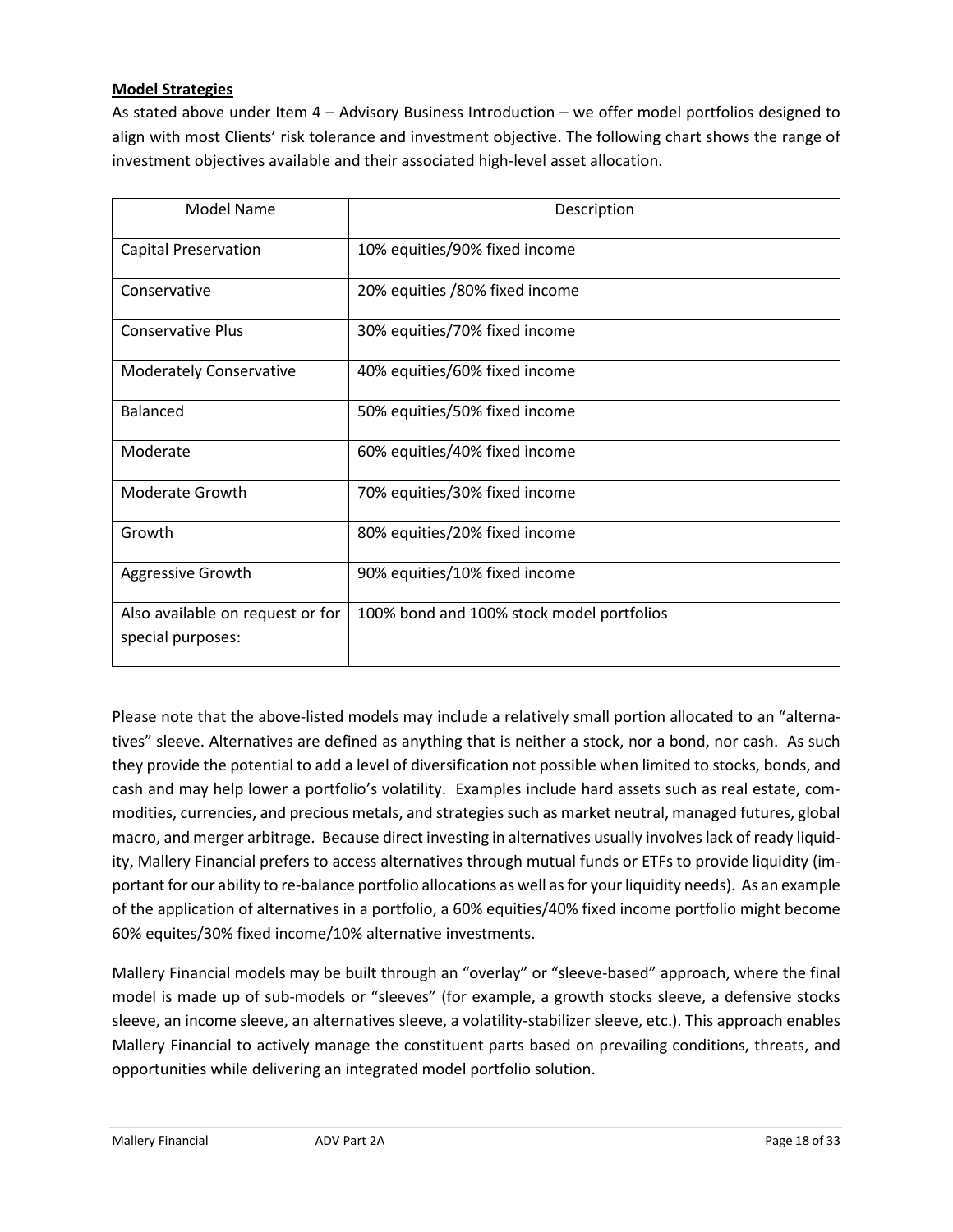**Model Strategies**

As stated above under Item 4 – Advisory Business Introduction – we offer model portfolios designed to align with most Clients' risk tolerance and investment objective. The following chart shows the range of investment objectives available and their associated high-level asset allocation.

| Model Name | Description |
|---|---|
| Capital Preservation | 10% equities/90% fixed income |
| Conservative | 20% equities /80% fixed income |
| Conservative Plus | 30% equities/70% fixed income |
| Moderately Conservative | 40% equities/60% fixed income |
| Balanced | 50% equities/50% fixed income |
| Moderate | 60% equities/40% fixed income |
| Moderate Growth | 70% equities/30% fixed income |
| Growth | 80% equities/20% fixed income |
| Aggressive Growth | 90% equities/10% fixed income |
| Also available on request or for special purposes: | 100% bond and 100% stock model portfolios |

Please note that the above-listed models may include a relatively small portion allocated to an "alternatives" sleeve. Alternatives are defined as anything that is neither a stock, nor a bond, nor cash. As such they provide the potential to add a level of diversification not possible when limited to stocks, bonds, and cash and may help lower a portfolio's volatility. Examples include hard assets such as real estate, commodities, currencies, and precious metals, and strategies such as market neutral, managed futures, global macro, and merger arbitrage. Because direct investing in alternatives usually involves lack of ready liquidity, Mallery Financial prefers to access alternatives through mutual funds or ETFs to provide liquidity (important for our ability to re-balance portfolio allocations as well as for your liquidity needs). As an example of the application of alternatives in a portfolio, a 60% equities/40% fixed income portfolio might become 60% equites/30% fixed income/10% alternative investments.

Mallery Financial models may be built through an "overlay" or "sleeve-based" approach, where the final model is made up of sub-models or "sleeves" (for example, a growth stocks sleeve, a defensive stocks sleeve, an income sleeve, an alternatives sleeve, a volatility-stabilizer sleeve, etc.). This approach enables Mallery Financial to actively manage the constituent parts based on prevailing conditions, threats, and opportunities while delivering an integrated model portfolio solution.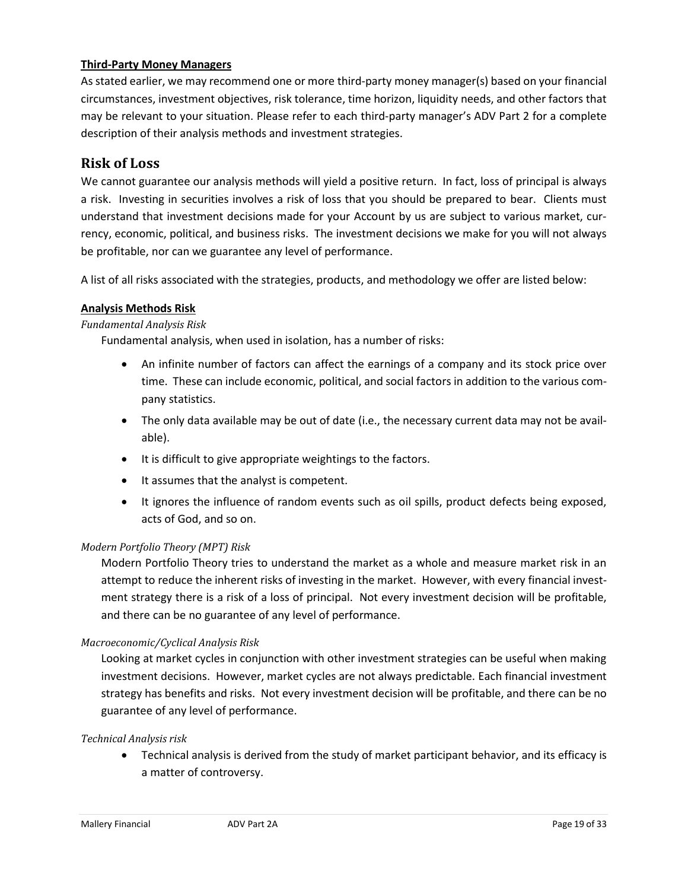**Third-Party Money Managers**

As stated earlier, we may recommend one or more third-party money manager(s) based on your financial circumstances, investment objectives, risk tolerance, time horizon, liquidity needs, and other factors that may be relevant to your situation. Please refer to each third-party manager's ADV Part 2 for a complete description of their analysis methods and investment strategies.

## Risk of Loss

We cannot guarantee our analysis methods will yield a positive return. In fact, loss of principal is always a risk. Investing in securities involves a risk of loss that you should be prepared to bear. Clients must understand that investment decisions made for your Account by us are subject to various market, currency, economic, political, and business risks. The investment decisions we make for you will not always be profitable, nor can we guarantee any level of performance.

A list of all risks associated with the strategies, products, and methodology we offer are listed below:

**Analysis Methods Risk**

*Fundamental Analysis Risk*

Fundamental analysis, when used in isolation, has a number of risks:

- An infinite number of factors can affect the earnings of a company and its stock price over time. These can include economic, political, and social factors in addition to the various company statistics.
- The only data available may be out of date (i.e., the necessary current data may not be available).
- It is difficult to give appropriate weightings to the factors.
- It assumes that the analyst is competent.
- It ignores the influence of random events such as oil spills, product defects being exposed, acts of God, and so on.

*Modern Portfolio Theory (MPT) Risk*

Modern Portfolio Theory tries to understand the market as a whole and measure market risk in an attempt to reduce the inherent risks of investing in the market. However, with every financial investment strategy there is a risk of a loss of principal. Not every investment decision will be profitable, and there can be no guarantee of any level of performance.

*Macroeconomic/Cyclical Analysis Risk*

Looking at market cycles in conjunction with other investment strategies can be useful when making investment decisions. However, market cycles are not always predictable. Each financial investment strategy has benefits and risks. Not every investment decision will be profitable, and there can be no guarantee of any level of performance.

*Technical Analysis risk*

- Technical analysis is derived from the study of market participant behavior, and its efficacy is a matter of controversy.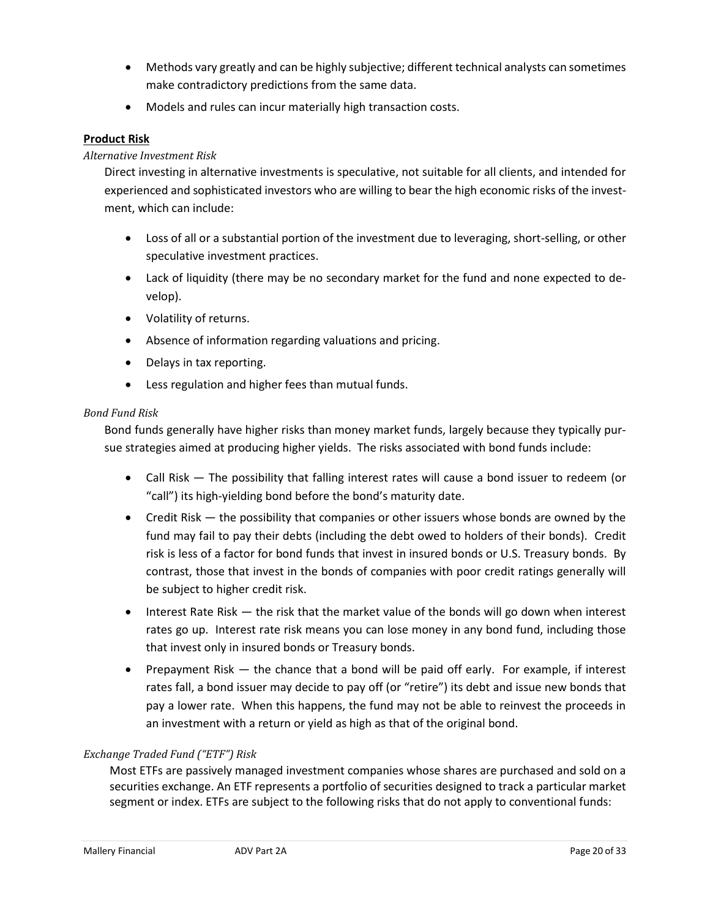- Methods vary greatly and can be highly subjective; different technical analysts can sometimes make contradictory predictions from the same data.
- Models and rules can incur materially high transaction costs.

**Product Risk**

*Alternative Investment Risk*

Direct investing in alternative investments is speculative, not suitable for all clients, and intended for experienced and sophisticated investors who are willing to bear the high economic risks of the investment, which can include:

- Loss of all or a substantial portion of the investment due to leveraging, short-selling, or other speculative investment practices.
- Lack of liquidity (there may be no secondary market for the fund and none expected to develop).
- Volatility of returns.
- Absence of information regarding valuations and pricing.
- Delays in tax reporting.
- Less regulation and higher fees than mutual funds.

*Bond Fund Risk*

Bond funds generally have higher risks than money market funds, largely because they typically pursue strategies aimed at producing higher yields. The risks associated with bond funds include:

- Call Risk — The possibility that falling interest rates will cause a bond issuer to redeem (or "call") its high-yielding bond before the bond's maturity date.
- Credit Risk — the possibility that companies or other issuers whose bonds are owned by the fund may fail to pay their debts (including the debt owed to holders of their bonds). Credit risk is less of a factor for bond funds that invest in insured bonds or U.S. Treasury bonds. By contrast, those that invest in the bonds of companies with poor credit ratings generally will be subject to higher credit risk.
- Interest Rate Risk — the risk that the market value of the bonds will go down when interest rates go up. Interest rate risk means you can lose money in any bond fund, including those that invest only in insured bonds or Treasury bonds.
- Prepayment Risk — the chance that a bond will be paid off early. For example, if interest rates fall, a bond issuer may decide to pay off (or "retire") its debt and issue new bonds that pay a lower rate. When this happens, the fund may not be able to reinvest the proceeds in an investment with a return or yield as high as that of the original bond.

*Exchange Traded Fund ("ETF") Risk*

Most ETFs are passively managed investment companies whose shares are purchased and sold on a securities exchange. An ETF represents a portfolio of securities designed to track a particular market segment or index. ETFs are subject to the following risks that do not apply to conventional funds: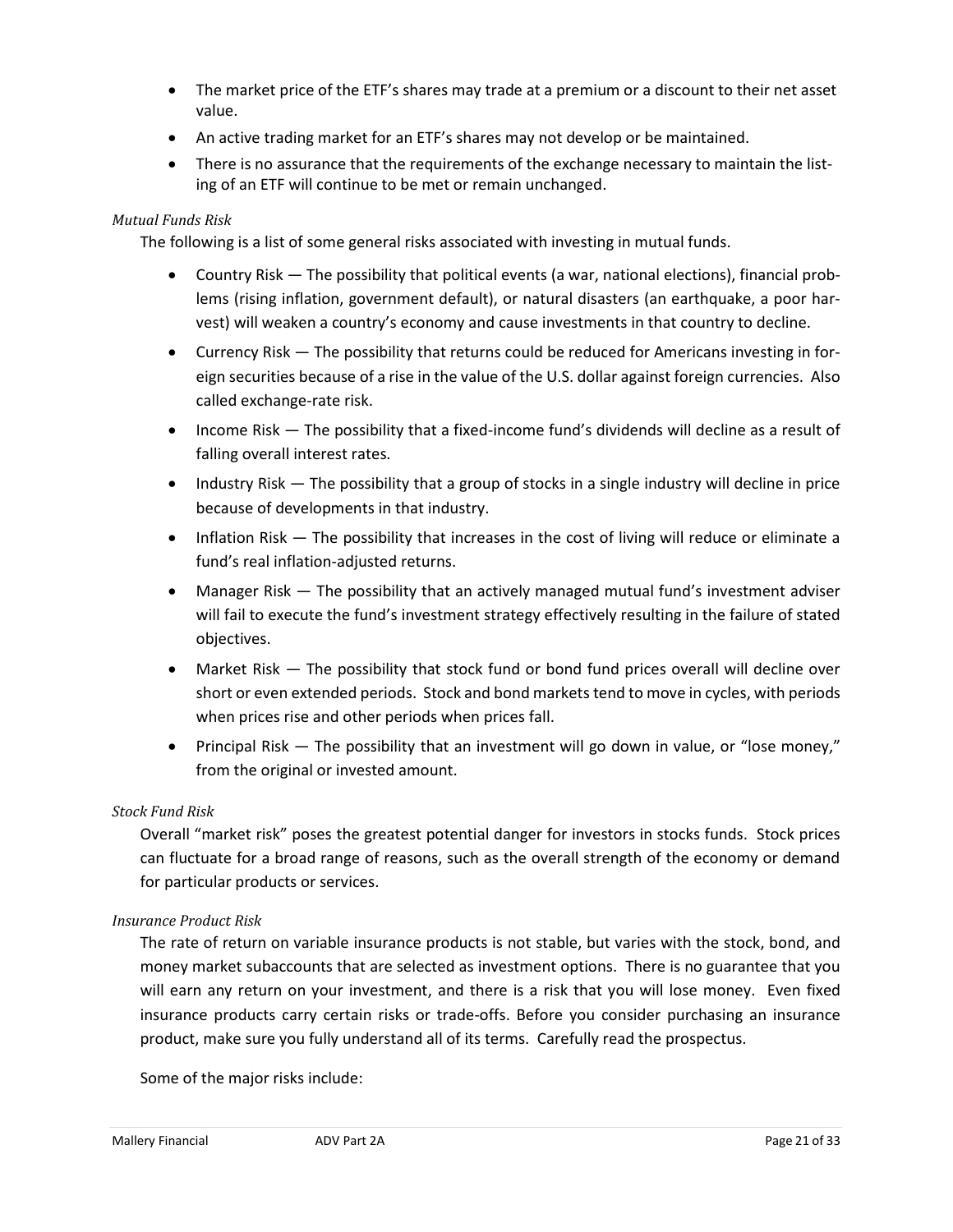- The market price of the ETF's shares may trade at a premium or a discount to their net asset value.
- An active trading market for an ETF's shares may not develop or be maintained.
- There is no assurance that the requirements of the exchange necessary to maintain the listing of an ETF will continue to be met or remain unchanged.

*Mutual Funds Risk*

The following is a list of some general risks associated with investing in mutual funds.

- Country Risk — The possibility that political events (a war, national elections), financial problems (rising inflation, government default), or natural disasters (an earthquake, a poor harvest) will weaken a country's economy and cause investments in that country to decline.
- Currency Risk — The possibility that returns could be reduced for Americans investing in foreign securities because of a rise in the value of the U.S. dollar against foreign currencies. Also called exchange-rate risk.
- Income Risk — The possibility that a fixed-income fund's dividends will decline as a result of falling overall interest rates.
- Industry Risk — The possibility that a group of stocks in a single industry will decline in price because of developments in that industry.
- Inflation Risk — The possibility that increases in the cost of living will reduce or eliminate a fund's real inflation-adjusted returns.
- Manager Risk — The possibility that an actively managed mutual fund's investment adviser will fail to execute the fund's investment strategy effectively resulting in the failure of stated objectives.
- Market Risk — The possibility that stock fund or bond fund prices overall will decline over short or even extended periods. Stock and bond markets tend to move in cycles, with periods when prices rise and other periods when prices fall.
- Principal Risk — The possibility that an investment will go down in value, or "lose money," from the original or invested amount.

*Stock Fund Risk*

Overall "market risk" poses the greatest potential danger for investors in stocks funds. Stock prices can fluctuate for a broad range of reasons, such as the overall strength of the economy or demand for particular products or services.

*Insurance Product Risk*

The rate of return on variable insurance products is not stable, but varies with the stock, bond, and money market subaccounts that are selected as investment options. There is no guarantee that you will earn any return on your investment, and there is a risk that you will lose money. Even fixed insurance products carry certain risks or trade-offs. Before you consider purchasing an insurance product, make sure you fully understand all of its terms. Carefully read the prospectus.

Some of the major risks include: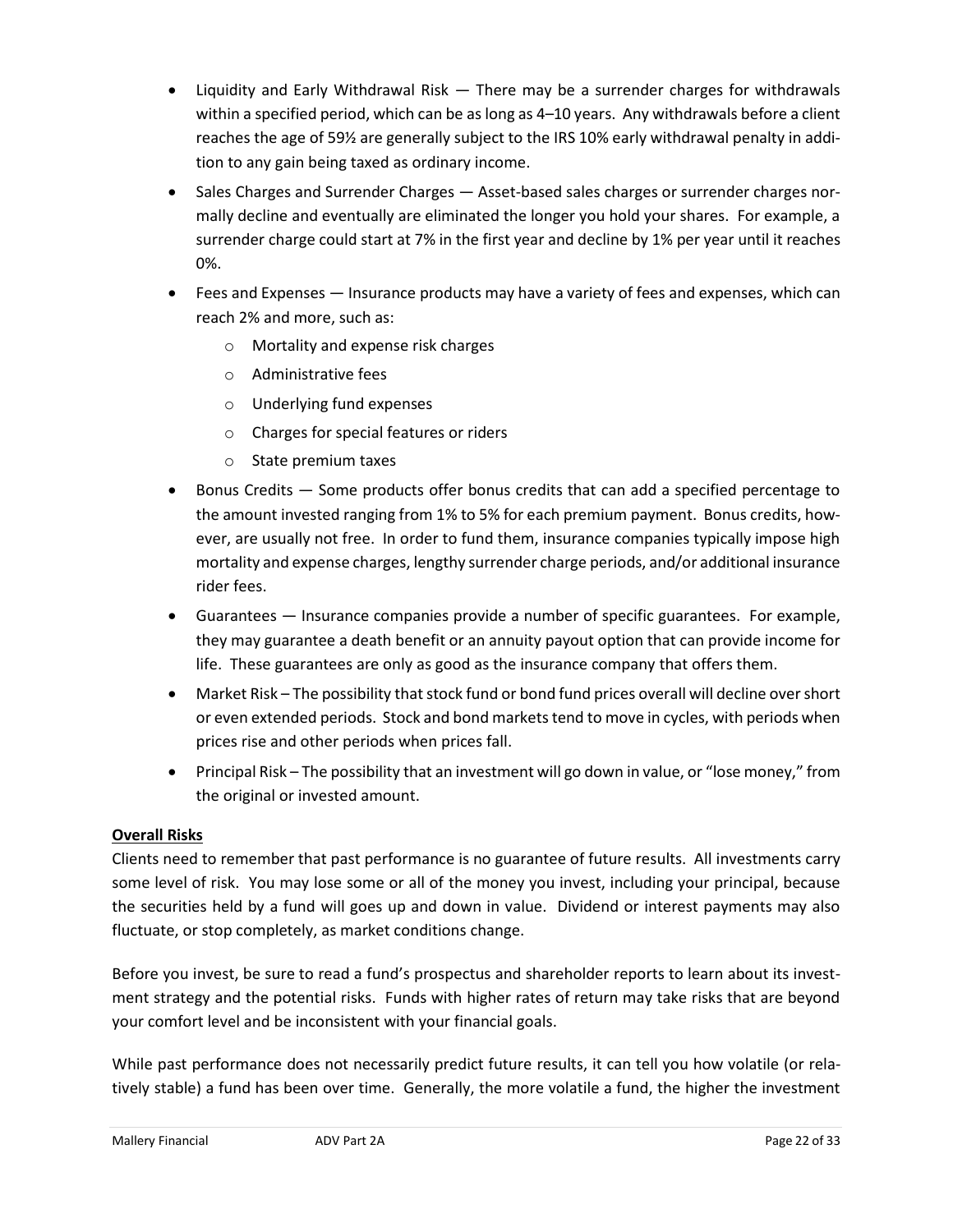- Liquidity and Early Withdrawal Risk — There may be a surrender charges for withdrawals within a specified period, which can be as long as 4–10 years. Any withdrawals before a client reaches the age of 59½ are generally subject to the IRS 10% early withdrawal penalty in addition to any gain being taxed as ordinary income.
- Sales Charges and Surrender Charges — Asset-based sales charges or surrender charges normally decline and eventually are eliminated the longer you hold your shares. For example, a surrender charge could start at 7% in the first year and decline by 1% per year until it reaches 0%.
- Fees and Expenses — Insurance products may have a variety of fees and expenses, which can reach 2% and more, such as:
    - Mortality and expense risk charges
    - Administrative fees
    - Underlying fund expenses
    - Charges for special features or riders
    - State premium taxes
- Bonus Credits — Some products offer bonus credits that can add a specified percentage to the amount invested ranging from 1% to 5% for each premium payment. Bonus credits, however, are usually not free. In order to fund them, insurance companies typically impose high mortality and expense charges, lengthy surrender charge periods, and/or additional insurance rider fees.
- Guarantees — Insurance companies provide a number of specific guarantees. For example, they may guarantee a death benefit or an annuity payout option that can provide income for life. These guarantees are only as good as the insurance company that offers them.
- Market Risk – The possibility that stock fund or bond fund prices overall will decline over short or even extended periods. Stock and bond markets tend to move in cycles, with periods when prices rise and other periods when prices fall.
- Principal Risk – The possibility that an investment will go down in value, or "lose money," from the original or invested amount.

**Overall Risks**

Clients need to remember that past performance is no guarantee of future results. All investments carry some level of risk. You may lose some or all of the money you invest, including your principal, because the securities held by a fund will goes up and down in value. Dividend or interest payments may also fluctuate, or stop completely, as market conditions change.

Before you invest, be sure to read a fund's prospectus and shareholder reports to learn about its investment strategy and the potential risks. Funds with higher rates of return may take risks that are beyond your comfort level and be inconsistent with your financial goals.

While past performance does not necessarily predict future results, it can tell you how volatile (or relatively stable) a fund has been over time. Generally, the more volatile a fund, the higher the investment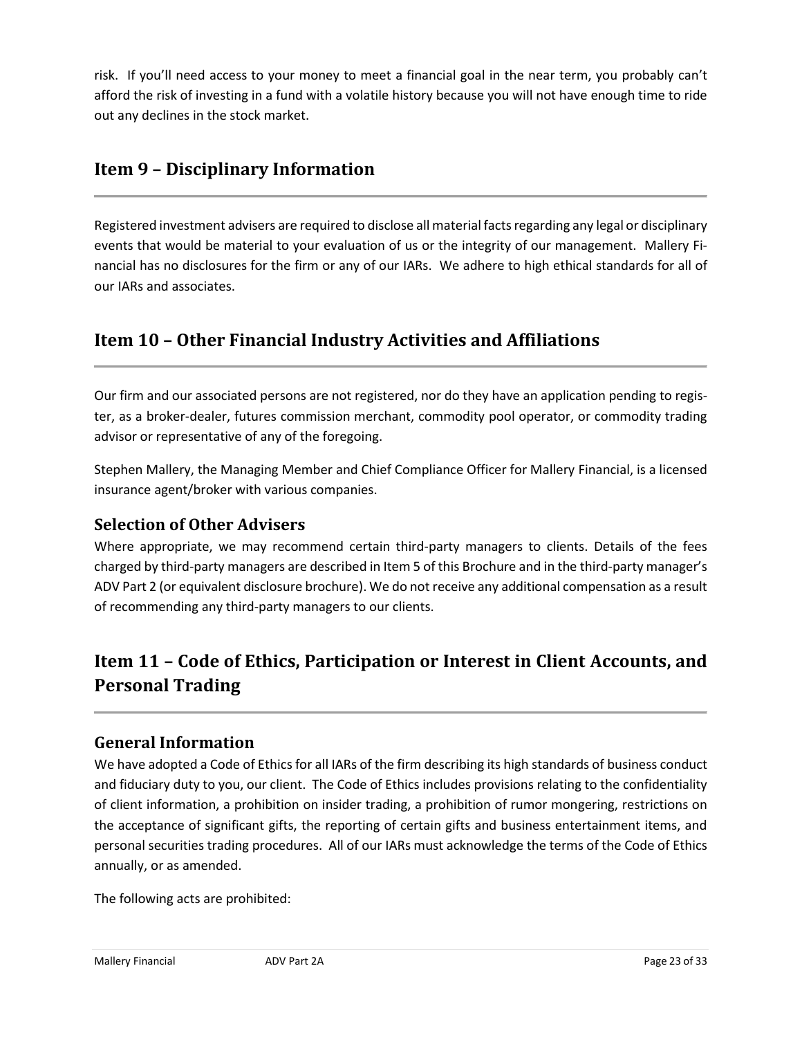risk. If you'll need access to your money to meet a financial goal in the near term, you probably can't afford the risk of investing in a fund with a volatile history because you will not have enough time to ride out any declines in the stock market.

## Item 9 – Disciplinary Information

Registered investment advisers are required to disclose all material facts regarding any legal or disciplinary events that would be material to your evaluation of us or the integrity of our management. Mallery Financial has no disclosures for the firm or any of our IARs. We adhere to high ethical standards for all of our IARs and associates.

## Item 10 – Other Financial Industry Activities and Affiliations

Our firm and our associated persons are not registered, nor do they have an application pending to register, as a broker-dealer, futures commission merchant, commodity pool operator, or commodity trading advisor or representative of any of the foregoing.

Stephen Mallery, the Managing Member and Chief Compliance Officer for Mallery Financial, is a licensed insurance agent/broker with various companies.

### Selection of Other Advisers

Where appropriate, we may recommend certain third-party managers to clients. Details of the fees charged by third-party managers are described in Item 5 of this Brochure and in the third-party manager's ADV Part 2 (or equivalent disclosure brochure). We do not receive any additional compensation as a result of recommending any third-party managers to our clients.

## Item 11 – Code of Ethics, Participation or Interest in Client Accounts, and Personal Trading

### General Information

We have adopted a Code of Ethics for all IARs of the firm describing its high standards of business conduct and fiduciary duty to you, our client. The Code of Ethics includes provisions relating to the confidentiality of client information, a prohibition on insider trading, a prohibition of rumor mongering, restrictions on the acceptance of significant gifts, the reporting of certain gifts and business entertainment items, and personal securities trading procedures. All of our IARs must acknowledge the terms of the Code of Ethics annually, or as amended.

The following acts are prohibited: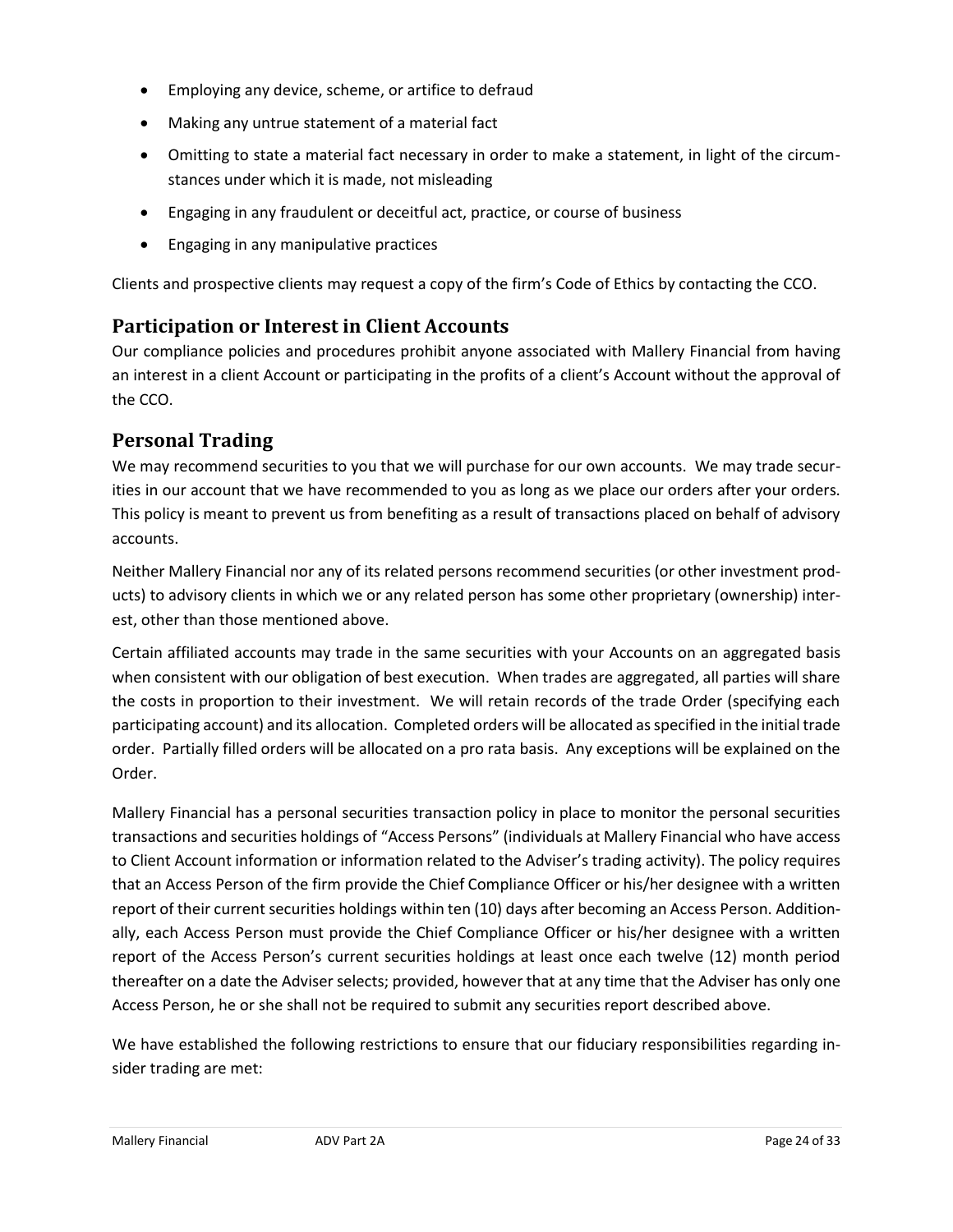- Employing any device, scheme, or artifice to defraud
- Making any untrue statement of a material fact
- Omitting to state a material fact necessary in order to make a statement, in light of the circumstances under which it is made, not misleading
- Engaging in any fraudulent or deceitful act, practice, or course of business
- Engaging in any manipulative practices

Clients and prospective clients may request a copy of the firm's Code of Ethics by contacting the CCO.

## Participation or Interest in Client Accounts

Our compliance policies and procedures prohibit anyone associated with Mallery Financial from having an interest in a client Account or participating in the profits of a client's Account without the approval of the CCO.

## Personal Trading

We may recommend securities to you that we will purchase for our own accounts. We may trade securities in our account that we have recommended to you as long as we place our orders after your orders. This policy is meant to prevent us from benefiting as a result of transactions placed on behalf of advisory accounts.

Neither Mallery Financial nor any of its related persons recommend securities (or other investment products) to advisory clients in which we or any related person has some other proprietary (ownership) interest, other than those mentioned above.

Certain affiliated accounts may trade in the same securities with your Accounts on an aggregated basis when consistent with our obligation of best execution. When trades are aggregated, all parties will share the costs in proportion to their investment. We will retain records of the trade Order (specifying each participating account) and its allocation. Completed orders will be allocated as specified in the initial trade order. Partially filled orders will be allocated on a pro rata basis. Any exceptions will be explained on the Order.

Mallery Financial has a personal securities transaction policy in place to monitor the personal securities transactions and securities holdings of "Access Persons" (individuals at Mallery Financial who have access to Client Account information or information related to the Adviser's trading activity). The policy requires that an Access Person of the firm provide the Chief Compliance Officer or his/her designee with a written report of their current securities holdings within ten (10) days after becoming an Access Person. Additionally, each Access Person must provide the Chief Compliance Officer or his/her designee with a written report of the Access Person's current securities holdings at least once each twelve (12) month period thereafter on a date the Adviser selects; provided, however that at any time that the Adviser has only one Access Person, he or she shall not be required to submit any securities report described above.

We have established the following restrictions to ensure that our fiduciary responsibilities regarding insider trading are met: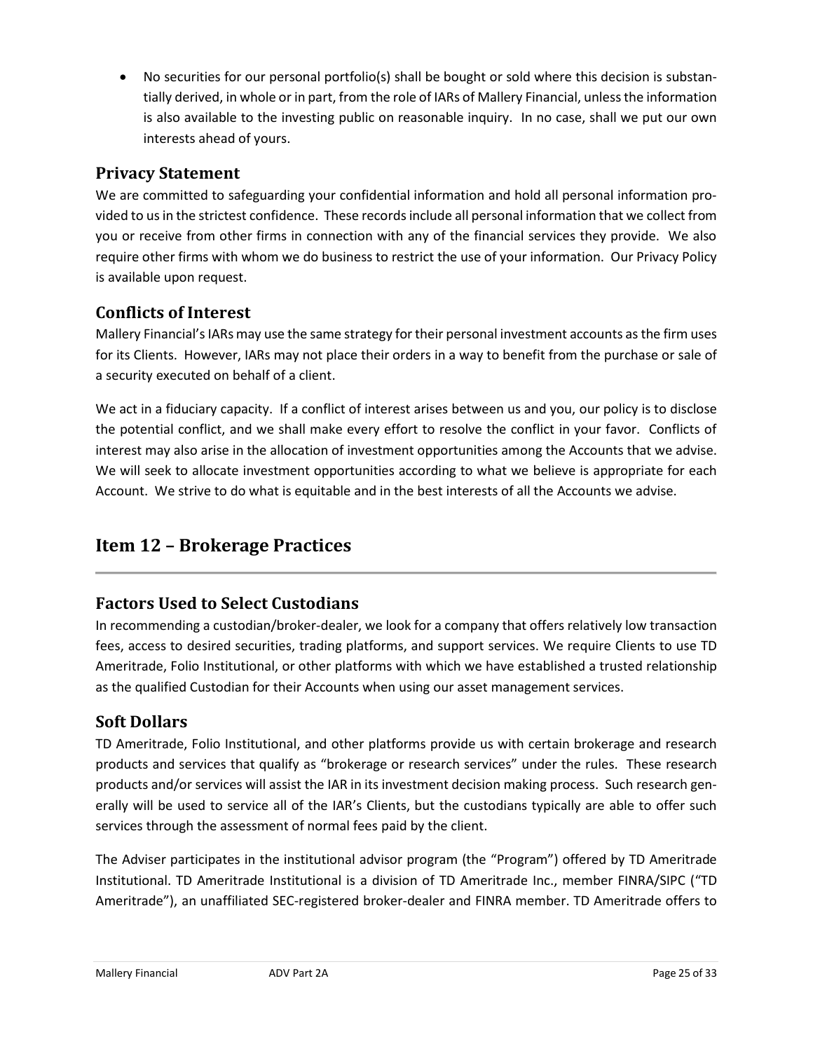- No securities for our personal portfolio(s) shall be bought or sold where this decision is substantially derived, in whole or in part, from the role of IARs of Mallery Financial, unless the information is also available to the investing public on reasonable inquiry. In no case, shall we put our own interests ahead of yours.

### Privacy Statement

We are committed to safeguarding your confidential information and hold all personal information provided to us in the strictest confidence. These records include all personal information that we collect from you or receive from other firms in connection with any of the financial services they provide. We also require other firms with whom we do business to restrict the use of your information. Our Privacy Policy is available upon request.

### Conflicts of Interest

Mallery Financial's IARs may use the same strategy for their personal investment accounts as the firm uses for its Clients. However, IARs may not place their orders in a way to benefit from the purchase or sale of a security executed on behalf of a client.

We act in a fiduciary capacity. If a conflict of interest arises between us and you, our policy is to disclose the potential conflict, and we shall make every effort to resolve the conflict in your favor. Conflicts of interest may also arise in the allocation of investment opportunities among the Accounts that we advise. We will seek to allocate investment opportunities according to what we believe is appropriate for each Account. We strive to do what is equitable and in the best interests of all the Accounts we advise.

## Item 12 – Brokerage Practices

### Factors Used to Select Custodians

In recommending a custodian/broker-dealer, we look for a company that offers relatively low transaction fees, access to desired securities, trading platforms, and support services. We require Clients to use TD Ameritrade, Folio Institutional, or other platforms with which we have established a trusted relationship as the qualified Custodian for their Accounts when using our asset management services.

### Soft Dollars

TD Ameritrade, Folio Institutional, and other platforms provide us with certain brokerage and research products and services that qualify as "brokerage or research services" under the rules. These research products and/or services will assist the IAR in its investment decision making process. Such research generally will be used to service all of the IAR's Clients, but the custodians typically are able to offer such services through the assessment of normal fees paid by the client.

The Adviser participates in the institutional advisor program (the "Program") offered by TD Ameritrade Institutional. TD Ameritrade Institutional is a division of TD Ameritrade Inc., member FINRA/SIPC ("TD Ameritrade"), an unaffiliated SEC-registered broker-dealer and FINRA member. TD Ameritrade offers to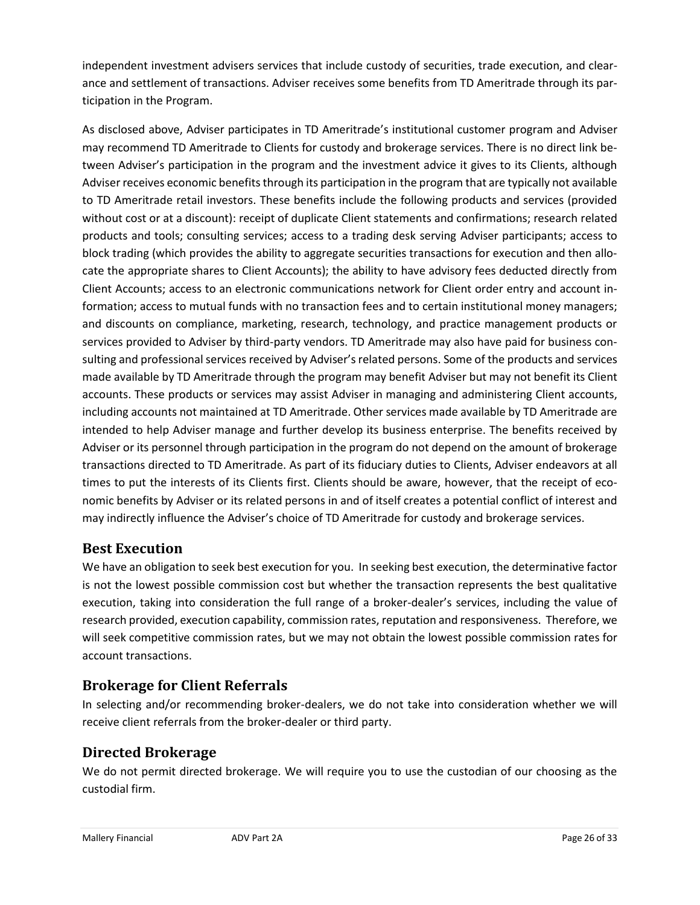independent investment advisers services that include custody of securities, trade execution, and clearance and settlement of transactions. Adviser receives some benefits from TD Ameritrade through its participation in the Program.

As disclosed above, Adviser participates in TD Ameritrade's institutional customer program and Adviser may recommend TD Ameritrade to Clients for custody and brokerage services. There is no direct link between Adviser's participation in the program and the investment advice it gives to its Clients, although Adviser receives economic benefits through its participation in the program that are typically not available to TD Ameritrade retail investors. These benefits include the following products and services (provided without cost or at a discount): receipt of duplicate Client statements and confirmations; research related products and tools; consulting services; access to a trading desk serving Adviser participants; access to block trading (which provides the ability to aggregate securities transactions for execution and then allocate the appropriate shares to Client Accounts); the ability to have advisory fees deducted directly from Client Accounts; access to an electronic communications network for Client order entry and account information; access to mutual funds with no transaction fees and to certain institutional money managers; and discounts on compliance, marketing, research, technology, and practice management products or services provided to Adviser by third-party vendors. TD Ameritrade may also have paid for business consulting and professional services received by Adviser's related persons. Some of the products and services made available by TD Ameritrade through the program may benefit Adviser but may not benefit its Client accounts. These products or services may assist Adviser in managing and administering Client accounts, including accounts not maintained at TD Ameritrade. Other services made available by TD Ameritrade are intended to help Adviser manage and further develop its business enterprise. The benefits received by Adviser or its personnel through participation in the program do not depend on the amount of brokerage transactions directed to TD Ameritrade. As part of its fiduciary duties to Clients, Adviser endeavors at all times to put the interests of its Clients first. Clients should be aware, however, that the receipt of economic benefits by Adviser or its related persons in and of itself creates a potential conflict of interest and may indirectly influence the Adviser's choice of TD Ameritrade for custody and brokerage services.

## Best Execution

We have an obligation to seek best execution for you. In seeking best execution, the determinative factor is not the lowest possible commission cost but whether the transaction represents the best qualitative execution, taking into consideration the full range of a broker-dealer's services, including the value of research provided, execution capability, commission rates, reputation and responsiveness. Therefore, we will seek competitive commission rates, but we may not obtain the lowest possible commission rates for account transactions.

## Brokerage for Client Referrals

In selecting and/or recommending broker-dealers, we do not take into consideration whether we will receive client referrals from the broker-dealer or third party.

## Directed Brokerage

We do not permit directed brokerage. We will require you to use the custodian of our choosing as the custodial firm.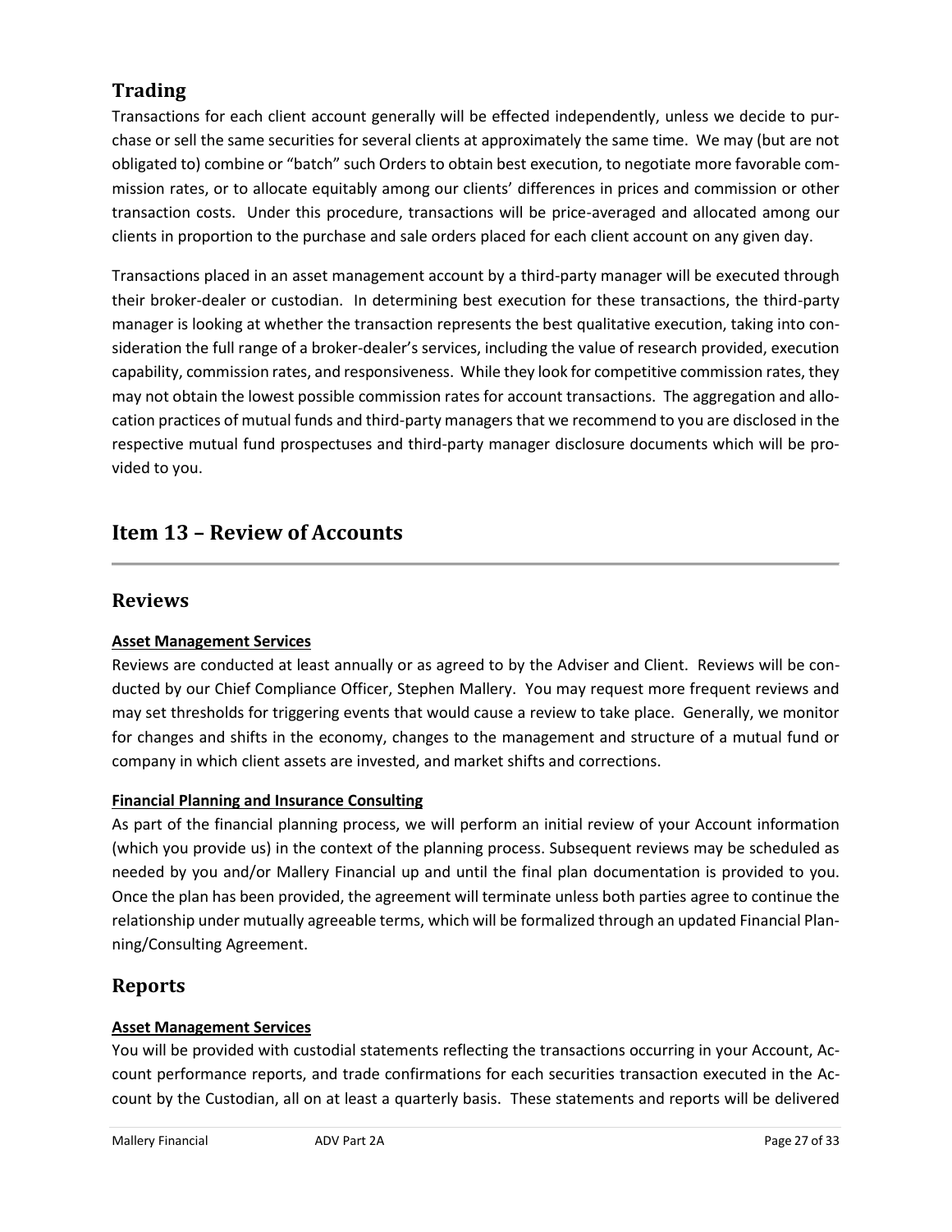## Trading

Transactions for each client account generally will be effected independently, unless we decide to purchase or sell the same securities for several clients at approximately the same time. We may (but are not obligated to) combine or "batch" such Orders to obtain best execution, to negotiate more favorable commission rates, or to allocate equitably among our clients' differences in prices and commission or other transaction costs. Under this procedure, transactions will be price-averaged and allocated among our clients in proportion to the purchase and sale orders placed for each client account on any given day.

Transactions placed in an asset management account by a third-party manager will be executed through their broker-dealer or custodian. In determining best execution for these transactions, the third-party manager is looking at whether the transaction represents the best qualitative execution, taking into consideration the full range of a broker-dealer's services, including the value of research provided, execution capability, commission rates, and responsiveness. While they look for competitive commission rates, they may not obtain the lowest possible commission rates for account transactions. The aggregation and allocation practices of mutual funds and third-party managers that we recommend to you are disclosed in the respective mutual fund prospectuses and third-party manager disclosure documents which will be provided to you.

# Item 13 – Review of Accounts

## Reviews

**Asset Management Services**

Reviews are conducted at least annually or as agreed to by the Adviser and Client. Reviews will be conducted by our Chief Compliance Officer, Stephen Mallery. You may request more frequent reviews and may set thresholds for triggering events that would cause a review to take place. Generally, we monitor for changes and shifts in the economy, changes to the management and structure of a mutual fund or company in which client assets are invested, and market shifts and corrections.

**Financial Planning and Insurance Consulting**

As part of the financial planning process, we will perform an initial review of your Account information (which you provide us) in the context of the planning process. Subsequent reviews may be scheduled as needed by you and/or Mallery Financial up and until the final plan documentation is provided to you. Once the plan has been provided, the agreement will terminate unless both parties agree to continue the relationship under mutually agreeable terms, which will be formalized through an updated Financial Planning/Consulting Agreement.

## Reports

**Asset Management Services**

You will be provided with custodial statements reflecting the transactions occurring in your Account, Account performance reports, and trade confirmations for each securities transaction executed in the Account by the Custodian, all on at least a quarterly basis. These statements and reports will be delivered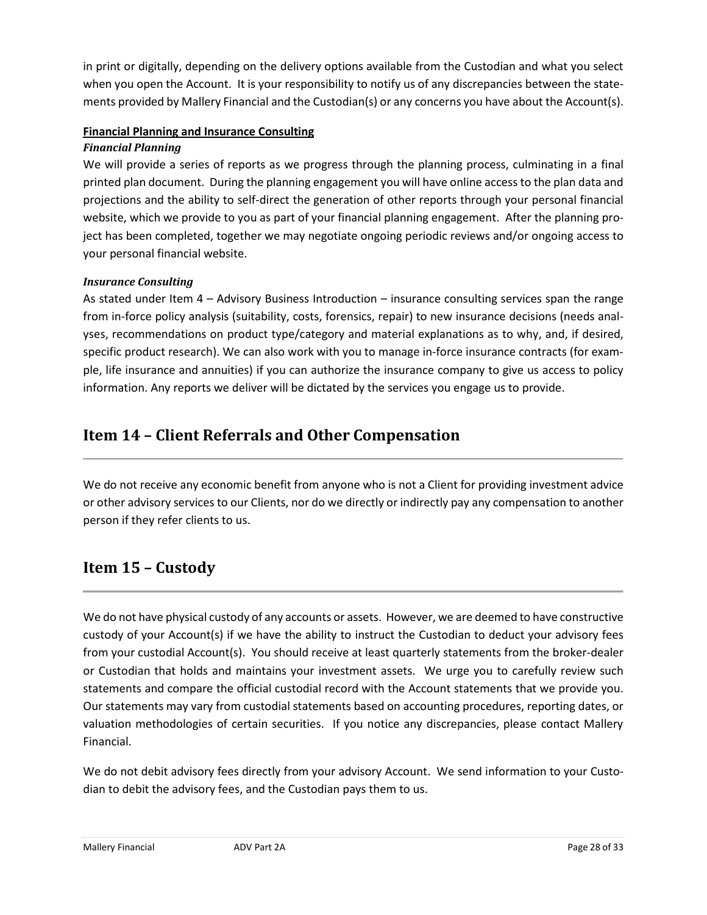in print or digitally, depending on the delivery options available from the Custodian and what you select when you open the Account. It is your responsibility to notify us of any discrepancies between the statements provided by Mallery Financial and the Custodian(s) or any concerns you have about the Account(s).

**Financial Planning and Insurance Consulting**

***Financial Planning***

We will provide a series of reports as we progress through the planning process, culminating in a final printed plan document. During the planning engagement you will have online access to the plan data and projections and the ability to self-direct the generation of other reports through your personal financial website, which we provide to you as part of your financial planning engagement. After the planning project has been completed, together we may negotiate ongoing periodic reviews and/or ongoing access to your personal financial website.

***Insurance Consulting***

As stated under Item 4 – Advisory Business Introduction – insurance consulting services span the range from in-force policy analysis (suitability, costs, forensics, repair) to new insurance decisions (needs analyses, recommendations on product type/category and material explanations as to why, and, if desired, specific product research). We can also work with you to manage in-force insurance contracts (for example, life insurance and annuities) if you can authorize the insurance company to give us access to policy information. Any reports we deliver will be dictated by the services you engage us to provide.

## Item 14 – Client Referrals and Other Compensation

We do not receive any economic benefit from anyone who is not a Client for providing investment advice or other advisory services to our Clients, nor do we directly or indirectly pay any compensation to another person if they refer clients to us.

## Item 15 – Custody

We do not have physical custody of any accounts or assets. However, we are deemed to have constructive custody of your Account(s) if we have the ability to instruct the Custodian to deduct your advisory fees from your custodial Account(s). You should receive at least quarterly statements from the broker-dealer or Custodian that holds and maintains your investment assets. We urge you to carefully review such statements and compare the official custodial record with the Account statements that we provide you. Our statements may vary from custodial statements based on accounting procedures, reporting dates, or valuation methodologies of certain securities. If you notice any discrepancies, please contact Mallery Financial.

We do not debit advisory fees directly from your advisory Account. We send information to your Custodian to debit the advisory fees, and the Custodian pays them to us.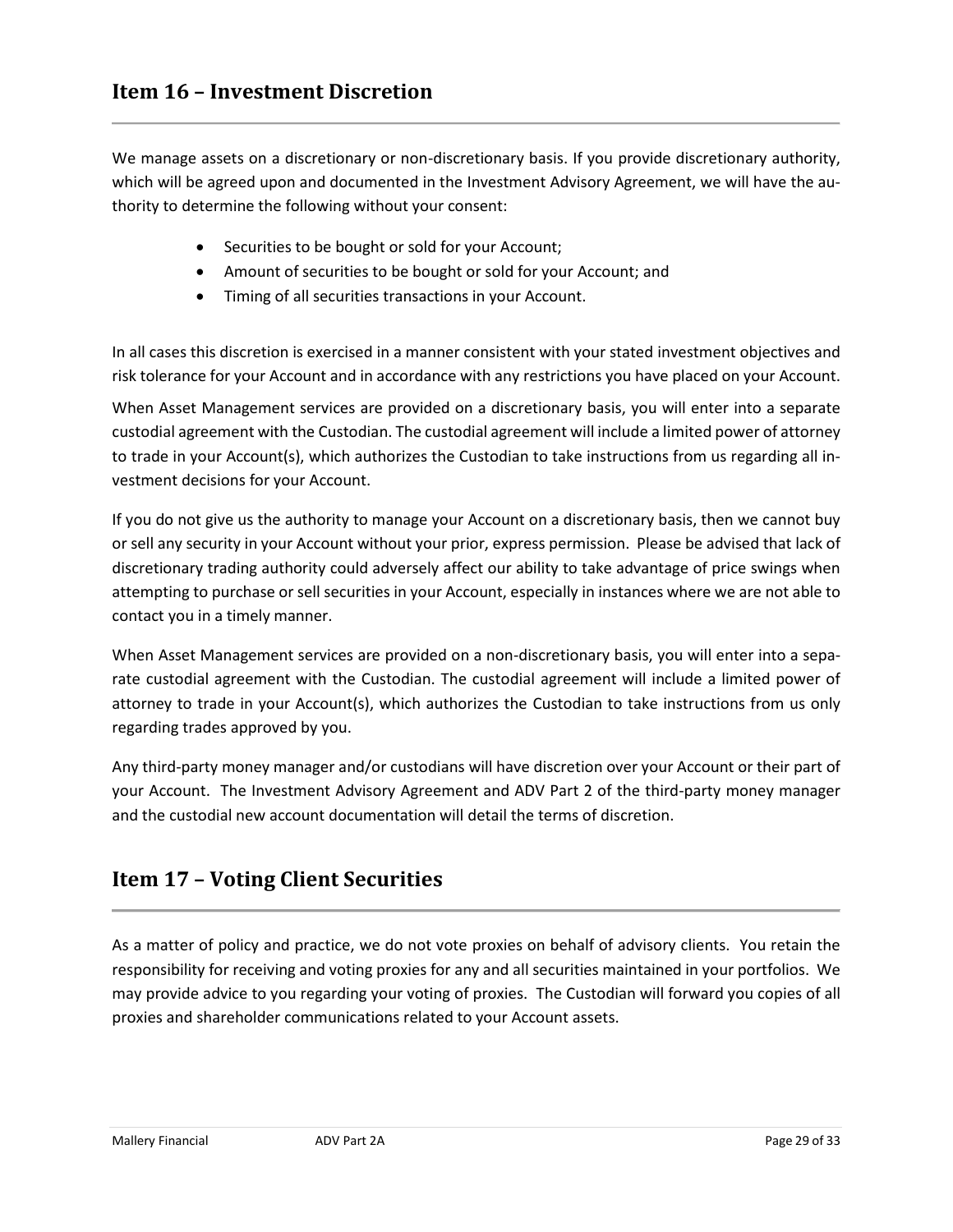## Item 16 – Investment Discretion

We manage assets on a discretionary or non-discretionary basis. If you provide discretionary authority, which will be agreed upon and documented in the Investment Advisory Agreement, we will have the authority to determine the following without your consent:

- Securities to be bought or sold for your Account;
- Amount of securities to be bought or sold for your Account; and
- Timing of all securities transactions in your Account.

In all cases this discretion is exercised in a manner consistent with your stated investment objectives and risk tolerance for your Account and in accordance with any restrictions you have placed on your Account.

When Asset Management services are provided on a discretionary basis, you will enter into a separate custodial agreement with the Custodian. The custodial agreement will include a limited power of attorney to trade in your Account(s), which authorizes the Custodian to take instructions from us regarding all investment decisions for your Account.

If you do not give us the authority to manage your Account on a discretionary basis, then we cannot buy or sell any security in your Account without your prior, express permission. Please be advised that lack of discretionary trading authority could adversely affect our ability to take advantage of price swings when attempting to purchase or sell securities in your Account, especially in instances where we are not able to contact you in a timely manner.

When Asset Management services are provided on a non-discretionary basis, you will enter into a separate custodial agreement with the Custodian. The custodial agreement will include a limited power of attorney to trade in your Account(s), which authorizes the Custodian to take instructions from us only regarding trades approved by you.

Any third-party money manager and/or custodians will have discretion over your Account or their part of your Account. The Investment Advisory Agreement and ADV Part 2 of the third-party money manager and the custodial new account documentation will detail the terms of discretion.

## Item 17 – Voting Client Securities

As a matter of policy and practice, we do not vote proxies on behalf of advisory clients. You retain the responsibility for receiving and voting proxies for any and all securities maintained in your portfolios. We may provide advice to you regarding your voting of proxies. The Custodian will forward you copies of all proxies and shareholder communications related to your Account assets.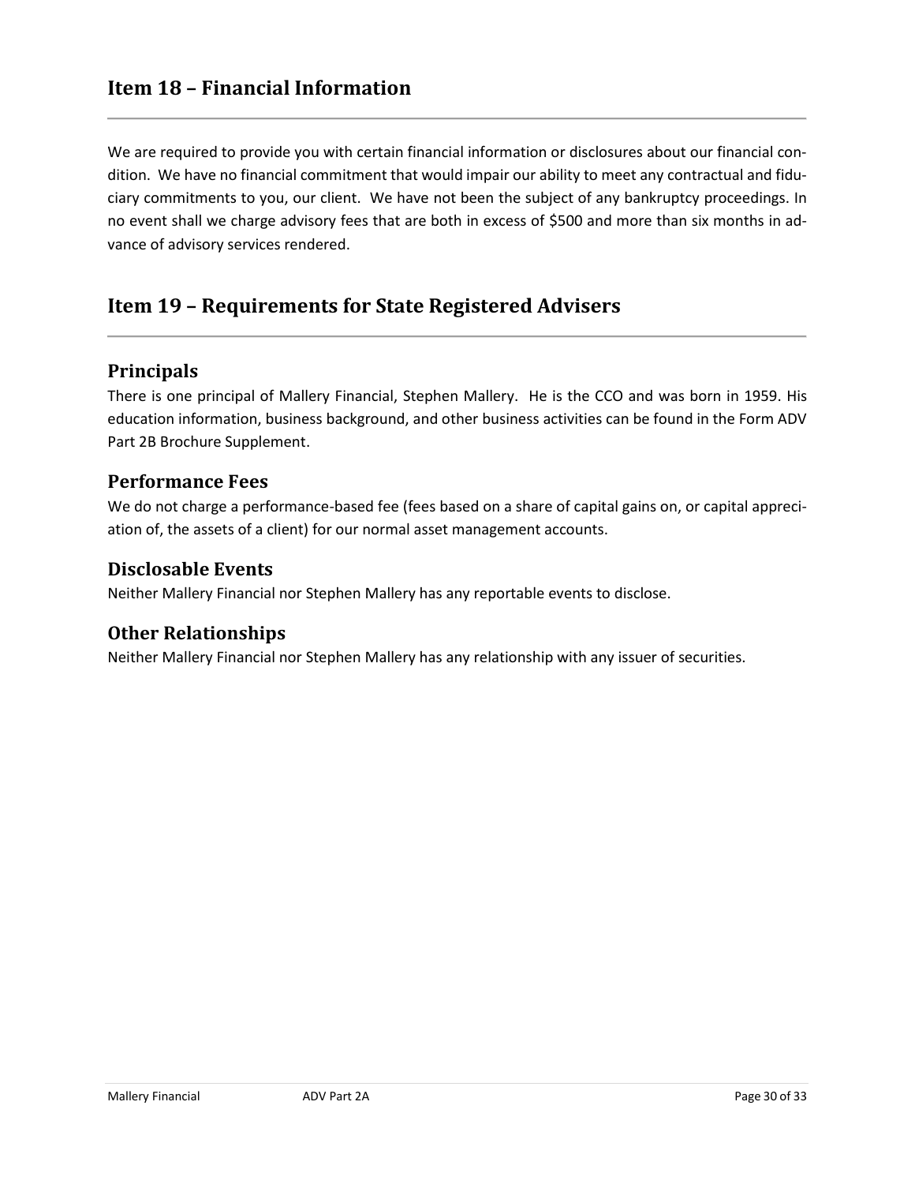## Item 18 – Financial Information

We are required to provide you with certain financial information or disclosures about our financial condition. We have no financial commitment that would impair our ability to meet any contractual and fiduciary commitments to you, our client. We have not been the subject of any bankruptcy proceedings. In no event shall we charge advisory fees that are both in excess of $500 and more than six months in advance of advisory services rendered.

## Item 19 – Requirements for State Registered Advisers

### Principals

There is one principal of Mallery Financial, Stephen Mallery. He is the CCO and was born in 1959. His education information, business background, and other business activities can be found in the Form ADV Part 2B Brochure Supplement.

### Performance Fees

We do not charge a performance-based fee (fees based on a share of capital gains on, or capital appreciation of, the assets of a client) for our normal asset management accounts.

### Disclosable Events

Neither Mallery Financial nor Stephen Mallery has any reportable events to disclose.

### Other Relationships

Neither Mallery Financial nor Stephen Mallery has any relationship with any issuer of securities.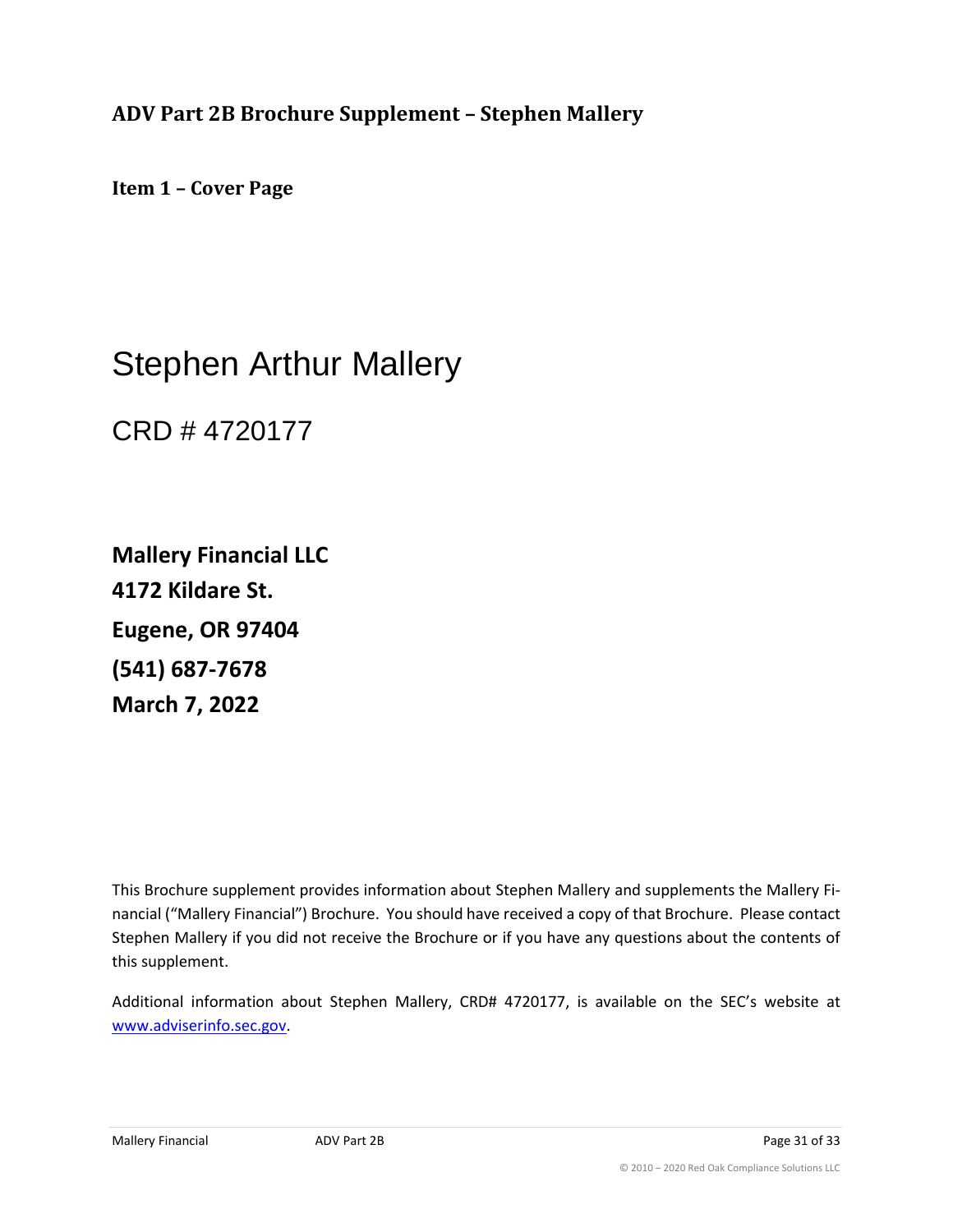# ADV Part 2B Brochure Supplement – Stephen Mallery

## Item 1 – Cover Page

# Stephen Arthur Mallery

## CRD # 4720177

**Mallery Financial LLC**
**4172 Kildare St.**
**Eugene, OR 97404**
**(541) 687-7678**
**March 7, 2022**

This Brochure supplement provides information about Stephen Mallery and supplements the Mallery Financial ("Mallery Financial") Brochure. You should have received a copy of that Brochure. Please contact Stephen Mallery if you did not receive the Brochure or if you have any questions about the contents of this supplement.

Additional information about Stephen Mallery, CRD# 4720177, is available on the SEC's website at www.adviserinfo.sec.gov.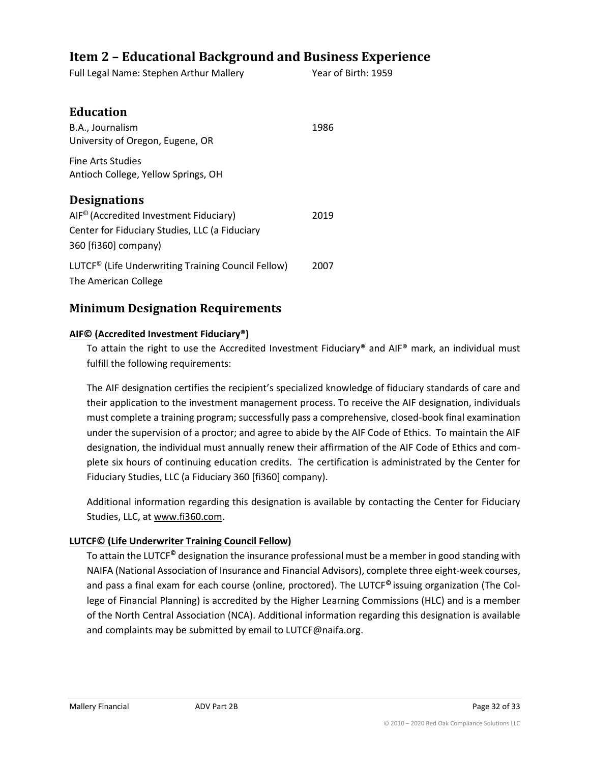## Item 2 – Educational Background and Business Experience

Full Legal Name: Stephen Arthur Mallery Year of Birth: 1959

### Education

B.A., Journalism 1986
University of Oregon, Eugene, OR

Fine Arts Studies
Antioch College, Yellow Springs, OH

### Designations

AIF© (Accredited Investment Fiduciary) 2019
Center for Fiduciary Studies, LLC (a Fiduciary 360 [fi360] company)

LUTCF© (Life Underwriting Training Council Fellow) 2007
The American College

### Minimum Designation Requirements

**AIF© (Accredited Investment Fiduciary®)**

To attain the right to use the Accredited Investment Fiduciary® and AIF® mark, an individual must fulfill the following requirements:

The AIF designation certifies the recipient's specialized knowledge of fiduciary standards of care and their application to the investment management process. To receive the AIF designation, individuals must complete a training program; successfully pass a comprehensive, closed-book final examination under the supervision of a proctor; and agree to abide by the AIF Code of Ethics. To maintain the AIF designation, the individual must annually renew their affirmation of the AIF Code of Ethics and complete six hours of continuing education credits. The certification is administrated by the Center for Fiduciary Studies, LLC (a Fiduciary 360 [fi360] company).

Additional information regarding this designation is available by contacting the Center for Fiduciary Studies, LLC, at www.fi360.com.

**LUTCF© (Life Underwriter Training Council Fellow)**

To attain the LUTCF© designation the insurance professional must be a member in good standing with NAIFA (National Association of Insurance and Financial Advisors), complete three eight-week courses, and pass a final exam for each course (online, proctored). The LUTCF© issuing organization (The College of Financial Planning) is accredited by the Higher Learning Commissions (HLC) and is a member of the North Central Association (NCA). Additional information regarding this designation is available and complaints may be submitted by email to LUTCF@naifa.org.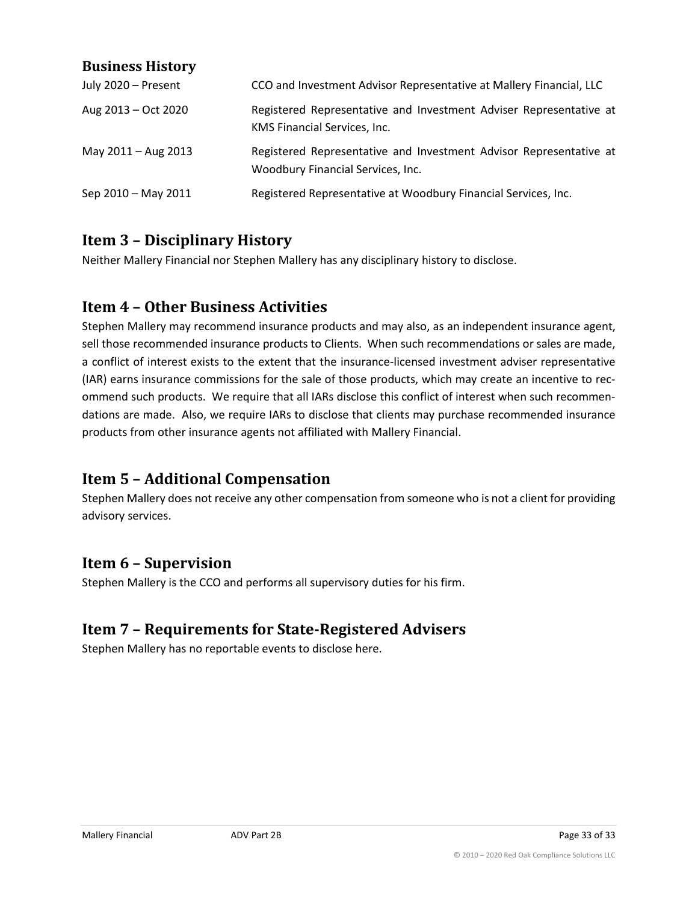### Business History

| | |
|---|---|
| July 2020 – Present | CCO and Investment Advisor Representative at Mallery Financial, LLC |
| Aug 2013 – Oct 2020 | Registered Representative and Investment Adviser Representative at KMS Financial Services, Inc. |
| May 2011 – Aug 2013 | Registered Representative and Investment Advisor Representative at Woodbury Financial Services, Inc. |
| Sep 2010 – May 2011 | Registered Representative at Woodbury Financial Services, Inc. |

## Item 3 – Disciplinary History

Neither Mallery Financial nor Stephen Mallery has any disciplinary history to disclose.

## Item 4 – Other Business Activities

Stephen Mallery may recommend insurance products and may also, as an independent insurance agent, sell those recommended insurance products to Clients. When such recommendations or sales are made, a conflict of interest exists to the extent that the insurance-licensed investment adviser representative (IAR) earns insurance commissions for the sale of those products, which may create an incentive to recommend such products. We require that all IARs disclose this conflict of interest when such recommendations are made. Also, we require IARs to disclose that clients may purchase recommended insurance products from other insurance agents not affiliated with Mallery Financial.

## Item 5 – Additional Compensation

Stephen Mallery does not receive any other compensation from someone who is not a client for providing advisory services.

## Item 6 – Supervision

Stephen Mallery is the CCO and performs all supervisory duties for his firm.

## Item 7 – Requirements for State-Registered Advisers

Stephen Mallery has no reportable events to disclose here.